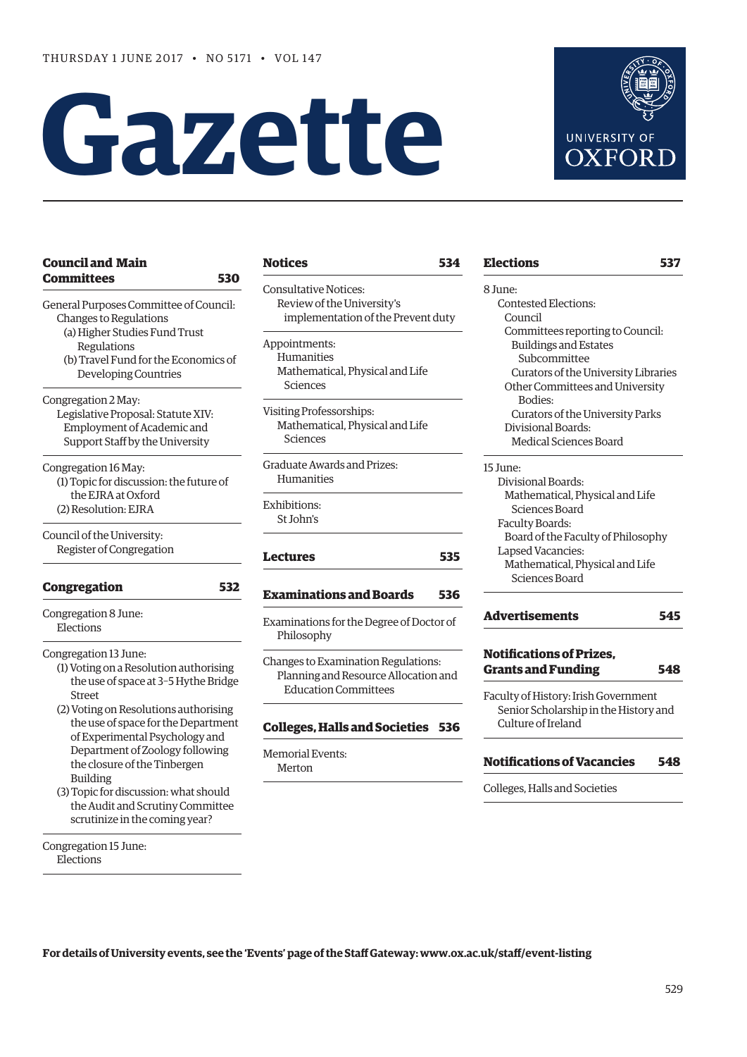THURSDAY 1 JUNE 2017 • NO 5171 • VOL 147

# Gazette

UNIVERSITY OF OXFORD

## Council and Main Committees 530

General Purposes Committee of Council:
- Changes to Regulations
  - (a) Higher Studies Fund Trust Regulations
  - (b) Travel Fund for the Economics of Developing Countries

Congregation 2 May:
- Legislative Proposal: Statute XIV: Employment of Academic and Support Staff by the University

Congregation 16 May:
- (1) Topic for discussion: the future of the EJRA at Oxford
- (2) Resolution: EJRA

Council of the University:
- Register of Congregation

## Congregation 532

Congregation 8 June:
- Elections

Congregation 13 June:
- (1) Voting on a Resolution authorising the use of space at 3–5 Hythe Bridge Street
- (2) Voting on Resolutions authorising the use of space for the Department of Experimental Psychology and Department of Zoology following the closure of the Tinbergen Building
- (3) Topic for discussion: what should the Audit and Scrutiny Committee scrutinize in the coming year?

Congregation 15 June:
- Elections

## Notices 534

Consultative Notices:
- Review of the University's implementation of the Prevent duty

Appointments:
- Humanities
- Mathematical, Physical and Life Sciences

Visiting Professorships:
- Mathematical, Physical and Life Sciences

Graduate Awards and Prizes:
- Humanities

Exhibitions:
- St John's

## Lectures 535

## Examinations and Boards 536

Examinations for the Degree of Doctor of Philosophy

Changes to Examination Regulations:
- Planning and Resource Allocation and Education Committees

## Colleges, Halls and Societies 536

Memorial Events:
- Merton

## Elections 537

8 June:
- Contested Elections:
  - Council
  - Committees reporting to Council:
    - Buildings and Estates Subcommittee
    - Curators of the University Libraries
  - Other Committees and University Bodies:
    - Curators of the University Parks
  - Divisional Boards:
    - Medical Sciences Board

15 June:
- Divisional Boards:
  - Mathematical, Physical and Life Sciences Board
- Faculty Boards:
  - Board of the Faculty of Philosophy
- Lapsed Vacancies:
  - Mathematical, Physical and Life Sciences Board

## Advertisements 545

## Notifications of Prizes, Grants and Funding 548

Faculty of History: Irish Government Senior Scholarship in the History and Culture of Ireland

## Notifications of Vacancies 548

Colleges, Halls and Societies

**For details of University events, see the 'Events' page of the Staff Gateway: www.ox.ac.uk/staff/event-listing**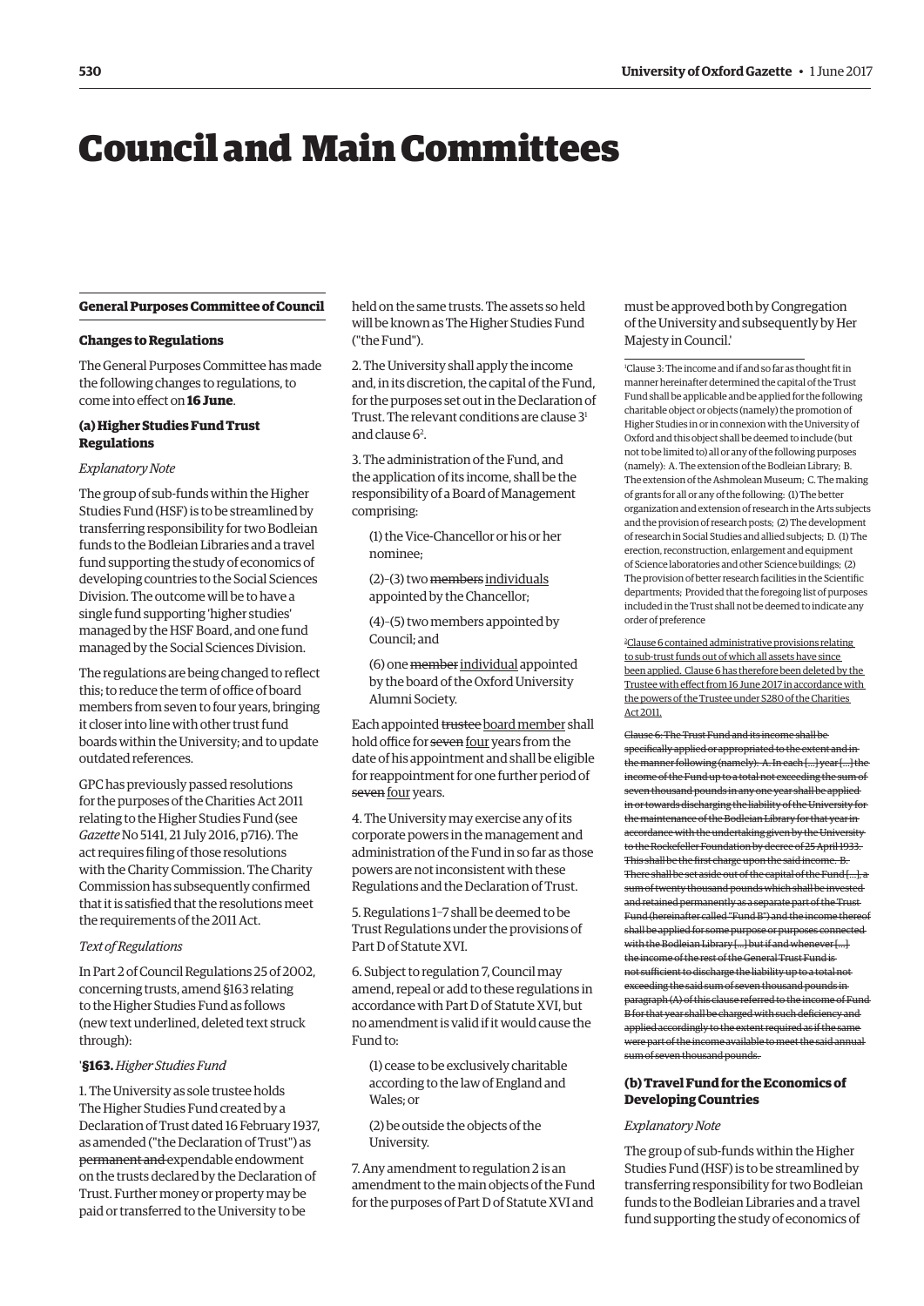# Council and Main Committees

## General Purposes Committee of Council

### Changes to Regulations

The General Purposes Committee has made the following changes to regulations, to come into effect on **16 June**.

#### (a) Higher Studies Fund Trust Regulations

*Explanatory Note*

The group of sub-funds within the Higher Studies Fund (HSF) is to be streamlined by transferring responsibility for two Bodleian funds to the Bodleian Libraries and a travel fund supporting the study of economics of developing countries to the Social Sciences Division. The outcome will be to have a single fund supporting 'higher studies' managed by the HSF Board, and one fund managed by the Social Sciences Division.

The regulations are being changed to reflect this; to reduce the term of office of board members from seven to four years, bringing it closer into line with other trust fund boards within the University; and to update outdated references.

GPC has previously passed resolutions for the purposes of the Charities Act 2011 relating to the Higher Studies Fund (see *Gazette* No 5141, 21 July 2016, p716). The act requires filing of those resolutions with the Charity Commission. The Charity Commission has subsequently confirmed that it is satisfied that the resolutions meet the requirements of the 2011 Act.

*Text of Regulations*

In Part 2 of Council Regulations 25 of 2002, concerning trusts, amend §163 relating to the Higher Studies Fund as follows (new text underlined, deleted text struck through):

'**§163.** *Higher Studies Fund*

1. The University as sole trustee holds The Higher Studies Fund created by a Declaration of Trust dated 16 February 1937, as amended ("the Declaration of Trust") as ~~permanent and~~ expendable endowment on the trusts declared by the Declaration of Trust. Further money or property may be paid or transferred to the University to be held on the same trusts. The assets so held will be known as The Higher Studies Fund ("the Fund").

2. The University shall apply the income and, in its discretion, the capital of the Fund, for the purposes set out in the Declaration of Trust. The relevant conditions are clause 3[1] and clause 6[2].

3. The administration of the Fund, and the application of its income, shall be the responsibility of a Board of Management comprising:

(1) the Vice-Chancellor or his or her nominee;

(2)–(3) two ~~members~~ <u>individuals</u> appointed by the Chancellor;

(4)–(5) two members appointed by Council; and

(6) one ~~member~~ <u>individual</u> appointed by the board of the Oxford University Alumni Society.

Each appointed ~~trustee~~ <u>board member</u> shall hold office for ~~seven~~ <u>four</u> years from the date of his appointment and shall be eligible for reappointment for one further period of ~~seven~~ <u>four</u> years.

4. The University may exercise any of its corporate powers in the management and administration of the Fund in so far as those powers are not inconsistent with these Regulations and the Declaration of Trust.

5. Regulations 1–7 shall be deemed to be Trust Regulations under the provisions of Part D of Statute XVI.

6. Subject to regulation 7, Council may amend, repeal or add to these regulations in accordance with Part D of Statute XVI, but no amendment is valid if it would cause the Fund to:

(1) cease to be exclusively charitable according to the law of England and Wales; or

(2) be outside the objects of the University.

7. Any amendment to regulation 2 is an amendment to the main objects of the Fund for the purposes of Part D of Statute XVI and must be approved both by Congregation of the University and subsequently by Her Majesty in Council.'

[1] Clause 3: The income and if and so far as thought fit in manner hereinafter determined the capital of the Trust Fund shall be applicable and be applied for the following charitable object or objects (namely) the promotion of Higher Studies in or in connexion with the University of Oxford and this object shall be deemed to include (but not to be limited to) all or any of the following purposes (namely): A. The extension of the Bodleian Library; B. The extension of the Ashmolean Museum; C. The making of grants for all or any of the following: (1) The better organization and extension of research in the Arts subjects and the provision of research posts; (2) The development of research in Social Studies and allied subjects; D. (1) The erection, reconstruction, enlargement and equipment of Science laboratories and other Science buildings; (2) The provision of better research facilities in the Scientific departments; Provided that the foregoing list of purposes included in the Trust shall not be deemed to indicate any order of preference

[2] <u>Clause 6 contained administrative provisions relating to sub-trust funds out of which all assets have since been applied. Clause 6 has therefore been deleted by the Trustee with effect from 16 June 2017 in accordance with the powers of the Trustee under S280 of the Charities Act 2011.</u>

~~Clause 6: The Trust Fund and its income shall be specifically applied or appropriated to the extent and in the manner following (namely): A. In each [...] year [...] the income of the Fund up to a total not exceeding the sum of seven thousand pounds in any one year shall be applied in or towards discharging the liability of the University for the maintenance of the Bodleian Library for that year in accordance with the undertaking given by the University to the Rockefeller Foundation by decree of 25 April 1933. This shall be the first charge upon the said income. B. There shall be set aside out of the capital of the Fund [...], a sum of twenty thousand pounds which shall be invested and retained permanently as a separate part of the Trust Fund (hereinafter called "Fund B") and the income thereof shall be applied for some purpose or purposes connected with the Bodleian Library [...] but if and whenever [...] the income of the rest of the General Trust Fund is not sufficient to discharge the liability up to a total not exceeding the said sum of seven thousand pounds in paragraph (A) of this clause referred to the income of Fund B for that year shall be charged with such deficiency and applied accordingly to the extent required as if the same were part of the income available to meet the said annual sum of seven thousand pounds.~~

#### (b) Travel Fund for the Economics of Developing Countries

*Explanatory Note*

The group of sub-funds within the Higher Studies Fund (HSF) is to be streamlined by transferring responsibility for two Bodleian funds to the Bodleian Libraries and a travel fund supporting the study of economics of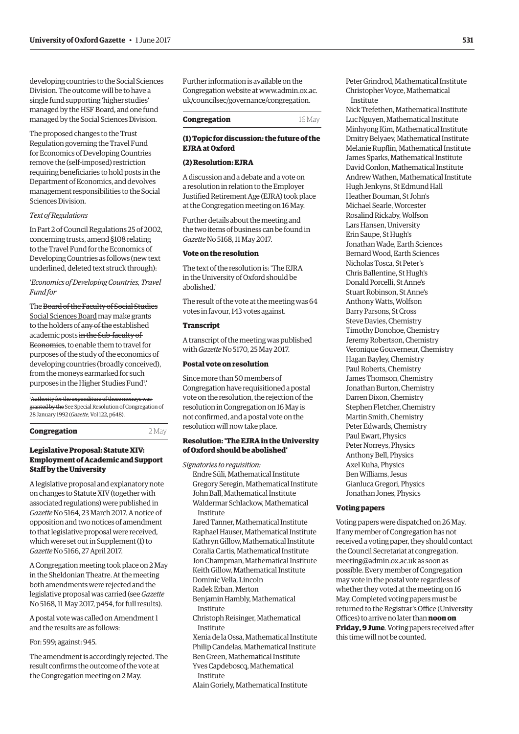developing countries to the Social Sciences Division. The outcome will be to have a single fund supporting 'higher studies' managed by the HSF Board, and one fund managed by the Social Sciences Division.

The proposed changes to the Trust Regulation governing the Travel Fund for Economics of Developing Countries remove the (self-imposed) restriction requiring beneficiaries to hold posts in the Department of Economics, and devolves management responsibilities to the Social Sciences Division.

*Text of Regulations*

In Part 2 of Council Regulations 25 of 2002, concerning trusts, amend §108 relating to the Travel Fund for the Economics of Developing Countries as follows (new text underlined, deleted text struck through):

'*Economics of Developing Countries, Travel Fund for*

The ~~Board of the Faculty of Social Studies~~ <u>Social Sciences Board</u> may make grants to the holders of ~~any of the~~ established academic posts ~~in the Sub-faculty of Economics~~, to enable them to travel for purposes of the study of the economics of developing countries (broadly conceived), from the moneys earmarked for such purposes in the Higher Studies Fund[1].'

[1]~~Authority for the expenditure of these moneys was granted by the~~ See Special Resolution of Congregation of 28 January 1992 (*Gazette*, Vol 122, p648).

## Congregation — 2 May

### Legislative Proposal: Statute XIV: Employment of Academic and Support Staff by the University

A legislative proposal and explanatory note on changes to Statute XIV (together with associated regulations) were published in *Gazette* No 5164, 23 March 2017. A notice of opposition and two notices of amendment to that legislative proposal were received, which were set out in Supplement (1) to *Gazette* No 5166, 27 April 2017.

A Congregation meeting took place on 2 May in the Sheldonian Theatre. At the meeting both amendments were rejected and the legislative proposal was carried (see *Gazette* No 5168, 11 May 2017, p454, for full results).

A postal vote was called on Amendment 1 and the results are as follows:

For: 599; against: 945.

The amendment is accordingly rejected. The result confirms the outcome of the vote at the Congregation meeting on 2 May.

Further information is available on the Congregation website at www.admin.ox.ac.uk/councilsec/governance/congregation.

## Congregation — 16 May

### (1) Topic for discussion: the future of the EJRA at Oxford

### (2) Resolution: EJRA

A discussion and a debate and a vote on a resolution in relation to the Employer Justified Retirement Age (EJRA) took place at the Congregation meeting on 16 May.

Further details about the meeting and the two items of business can be found in *Gazette* No 5168, 11 May 2017.

#### Vote on the resolution

The text of the resolution is: 'The EJRA in the University of Oxford should be abolished.'

The result of the vote at the meeting was 64 votes in favour, 143 votes against.

#### Transcript

A transcript of the meeting was published with *Gazette* No 5170, 25 May 2017.

#### Postal vote on resolution

Since more than 50 members of Congregation have requisitioned a postal vote on the resolution, the rejection of the resolution in Congregation on 16 May is not confirmed, and a postal vote on the resolution will now take place.

#### Resolution: 'The EJRA in the University of Oxford should be abolished'

*Signatories to requisition:*

Endre Süli, Mathematical Institute
Gregory Seregin, Mathematical Institute
John Ball, Mathematical Institute
Waldermar Schlackow, Mathematical Institute
Jared Tanner, Mathematical Institute
Raphael Hauser, Mathematical Institute
Kathryn Gillow, Mathematical Institute
Coralia Cartis, Mathematical Institute
Jon Champman, Mathematical Institute
Keith Gillow, Mathematical Institute
Dominic Vella, Lincoln
Radek Erban, Merton
Benjamin Hambly, Mathematical Institute
Christoph Reisinger, Mathematical Institute
Xenia de la Ossa, Mathematical Institute
Philip Candelas, Mathematical Institute
Ben Green, Mathematical Institute
Yves Capdeboscq, Mathematical Institute
Alain Goriely, Mathematical Institute
Peter Grindrod, Mathematical Institute
Christopher Voyce, Mathematical Institute
Nick Trefethen, Mathematical Institute
Luc Nguyen, Mathematical Institute
Minhyong Kim, Mathematical Institute
Dmitry Belyaev, Mathematical Institute
Melanie Rupflin, Mathematical Institute
James Sparks, Mathematical Institute
David Conlon, Mathematical Institute
Andrew Wathen, Mathematical Institute
Hugh Jenkyns, St Edmund Hall
Heather Bouman, St John's
Michael Searle, Worcester
Rosalind Rickaby, Wolfson
Lars Hansen, University
Erin Saupe, St Hugh's
Jonathan Wade, Earth Sciences
Bernard Wood, Earth Sciences
Nicholas Tosca, St Peter's
Chris Ballentine, St Hugh's
Donald Porcelli, St Anne's
Stuart Robinson, St Anne's
Anthony Watts, Wolfson
Barry Parsons, St Cross
Steve Davies, Chemistry
Timothy Donohoe, Chemistry
Jeremy Robertson, Chemistry
Veronique Gouverneur, Chemistry
Hagan Bayley, Chemistry
Paul Roberts, Chemistry
James Thomson, Chemistry
Jonathan Burton, Chemistry
Darren Dixon, Chemistry
Stephen Fletcher, Chemistry
Martin Smith, Chemistry
Peter Edwards, Chemistry
Paul Ewart, Physics
Peter Norreys, Physics
Anthony Bell, Physics
Axel Kuha, Physics
Ben Williams, Jesus
Gianluca Gregori, Physics
Jonathan Jones, Physics

#### Voting papers

Voting papers were dispatched on 26 May. If any member of Congregation has not received a voting paper, they should contact the Council Secretariat at congregation.meeting@admin.ox.ac.uk as soon as possible. Every member of Congregation may vote in the postal vote regardless of whether they voted at the meeting on 16 May. Completed voting papers must be returned to the Registrar's Office (University Offices) to arrive no later than **noon on Friday, 9 June**. Voting papers received after this time will not be counted.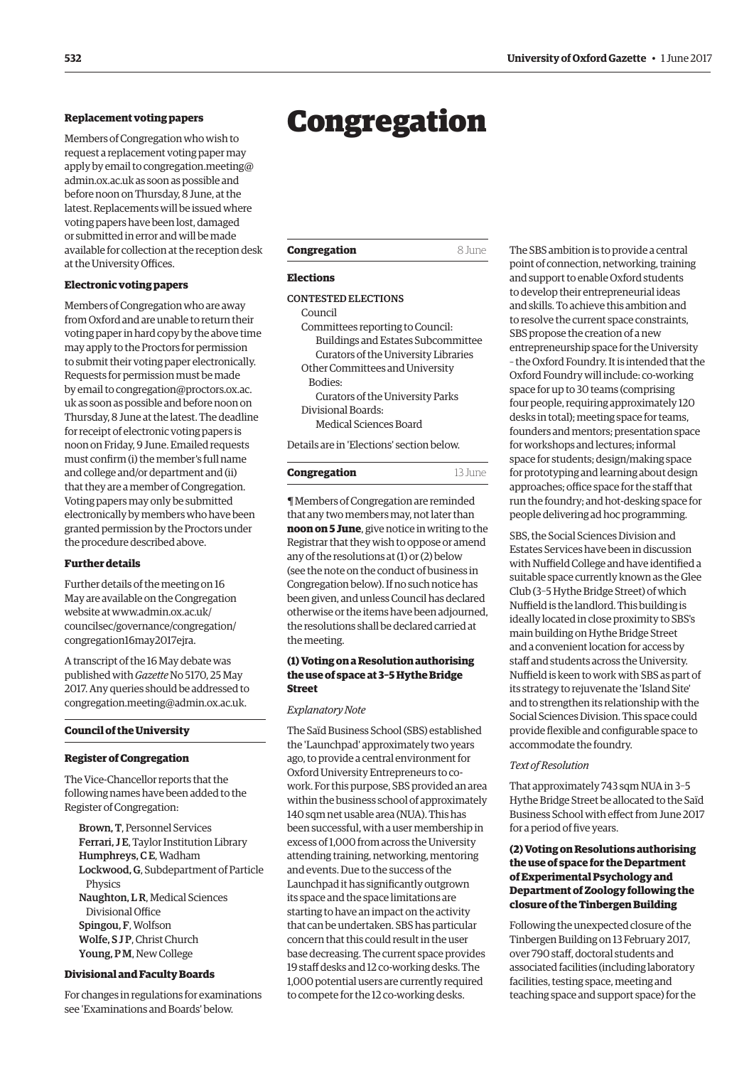### Replacement voting papers

Members of Congregation who wish to request a replacement voting paper may apply by email to congregation.meeting@admin.ox.ac.uk as soon as possible and before noon on Thursday, 8 June, at the latest. Replacements will be issued where voting papers have been lost, damaged or submitted in error and will be made available for collection at the reception desk at the University Offices.

### Electronic voting papers

Members of Congregation who are away from Oxford and are unable to return their voting paper in hard copy by the above time may apply to the Proctors for permission to submit their voting paper electronically. Requests for permission must be made by email to congregation@proctors.ox.ac.uk as soon as possible and before noon on Thursday, 8 June at the latest. The deadline for receipt of electronic voting papers is noon on Friday, 9 June. Emailed requests must confirm (i) the member's full name and college and/or department and (ii) that they are a member of Congregation. Voting papers may only be submitted electronically by members who have been granted permission by the Proctors under the procedure described above.

### Further details

Further details of the meeting on 16 May are available on the Congregation website at www.admin.ox.ac.uk/councilsec/governance/congregation/congregation16may2017ejra.

A transcript of the 16 May debate was published with *Gazette* No 5170, 25 May 2017. Any queries should be addressed to congregation.meeting@admin.ox.ac.uk.

## Council of the University

### Register of Congregation

The Vice-Chancellor reports that the following names have been added to the Register of Congregation:

**Brown, T**, Personnel Services
**Ferrari, J E**, Taylor Institution Library
**Humphreys, C E**, Wadham
**Lockwood, G**, Subdepartment of Particle Physics
**Naughton, L R**, Medical Sciences Divisional Office
**Spingou, F**, Wolfson
**Wolfe, S J P**, Christ Church
**Young, P M**, New College

### Divisional and Faculty Boards

For changes in regulations for examinations see 'Examinations and Boards' below.

# Congregation

## Congregation — 8 June

### Elections

CONTESTED ELECTIONS

Council
Committees reporting to Council:
Buildings and Estates Subcommittee
Curators of the University Libraries
Other Committees and University Bodies:
Curators of the University Parks
Divisional Boards:
Medical Sciences Board

Details are in 'Elections' section below.

## Congregation — 13 June

¶ Members of Congregation are reminded that any two members may, not later than **noon on 5 June**, give notice in writing to the Registrar that they wish to oppose or amend any of the resolutions at (1) or (2) below (see the note on the conduct of business in Congregation below). If no such notice has been given, and unless Council has declared otherwise or the items have been adjourned, the resolutions shall be declared carried at the meeting.

### (1) Voting on a Resolution authorising the use of space at 3–5 Hythe Bridge Street

*Explanatory Note*

The Saïd Business School (SBS) established the 'Launchpad' approximately two years ago, to provide a central environment for Oxford University Entrepreneurs to co-work. For this purpose, SBS provided an area within the business school of approximately 140 sqm net usable area (NUA). This has been successful, with a user membership in excess of 1,000 from across the University attending training, networking, mentoring and events. Due to the success of the Launchpad it has significantly outgrown its space and the space limitations are starting to have an impact on the activity that can be undertaken. SBS has particular concern that this could result in the user base decreasing. The current space provides 19 staff desks and 12 co-working desks. The 1,000 potential users are currently required to compete for the 12 co-working desks.

The SBS ambition is to provide a central point of connection, networking, training and support to enable Oxford students to develop their entrepreneurial ideas and skills. To achieve this ambition and to resolve the current space constraints, SBS propose the creation of a new entrepreneurship space for the University – the Oxford Foundry. It is intended that the Oxford Foundry will include: co-working space for up to 30 teams (comprising four people, requiring approximately 120 desks in total); meeting space for teams, founders and mentors; presentation space for workshops and lectures; informal space for students; design/making space for prototyping and learning about design approaches; office space for the staff that run the foundry; and hot-desking space for people delivering ad hoc programming.

SBS, the Social Sciences Division and Estates Services have been in discussion with Nuffield College and have identified a suitable space currently known as the Glee Club (3–5 Hythe Bridge Street) of which Nuffield is the landlord. This building is ideally located in close proximity to SBS's main building on Hythe Bridge Street and a convenient location for access by staff and students across the University. Nuffield is keen to work with SBS as part of its strategy to rejuvenate the 'Island Site' and to strengthen its relationship with the Social Sciences Division. This space could provide flexible and configurable space to accommodate the foundry.

*Text of Resolution*

That approximately 743 sqm NUA in 3–5 Hythe Bridge Street be allocated to the Saïd Business School with effect from June 2017 for a period of five years.

### (2) Voting on Resolutions authorising the use of space for the Department of Experimental Psychology and Department of Zoology following the closure of the Tinbergen Building

Following the unexpected closure of the Tinbergen Building on 13 February 2017, over 790 staff, doctoral students and associated facilities (including laboratory facilities, testing space, meeting and teaching space and support space) for the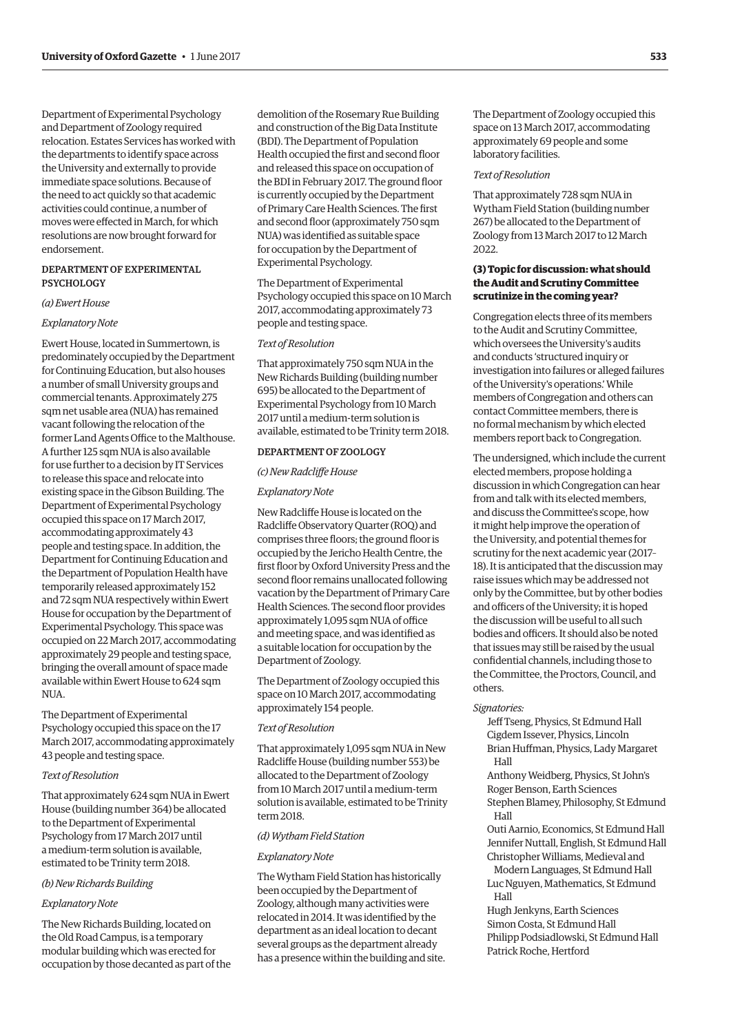Department of Experimental Psychology and Department of Zoology required relocation. Estates Services has worked with the departments to identify space across the University and externally to provide immediate space solutions. Because of the need to act quickly so that academic activities could continue, a number of moves were effected in March, for which resolutions are now brought forward for endorsement.

### DEPARTMENT OF EXPERIMENTAL PSYCHOLOGY

*(a) Ewert House*

*Explanatory Note*

Ewert House, located in Summertown, is predominately occupied by the Department for Continuing Education, but also houses a number of small University groups and commercial tenants. Approximately 275 sqm net usable area (NUA) has remained vacant following the relocation of the former Land Agents Office to the Malthouse. A further 125 sqm NUA is also available for use further to a decision by IT Services to release this space and relocate into existing space in the Gibson Building. The Department of Experimental Psychology occupied this space on 17 March 2017, accommodating approximately 43 people and testing space. In addition, the Department for Continuing Education and the Department of Population Health have temporarily released approximately 152 and 72 sqm NUA respectively within Ewert House for occupation by the Department of Experimental Psychology. This space was occupied on 22 March 2017, accommodating approximately 29 people and testing space, bringing the overall amount of space made available within Ewert House to 624 sqm NUA.

The Department of Experimental Psychology occupied this space on the 17 March 2017, accommodating approximately 43 people and testing space.

*Text of Resolution*

That approximately 624 sqm NUA in Ewert House (building number 364) be allocated to the Department of Experimental Psychology from 17 March 2017 until a medium-term solution is available, estimated to be Trinity term 2018.

*(b) New Richards Building*

*Explanatory Note*

The New Richards Building, located on the Old Road Campus, is a temporary modular building which was erected for occupation by those decanted as part of the demolition of the Rosemary Rue Building and construction of the Big Data Institute (BDI). The Department of Population Health occupied the first and second floor and released this space on occupation of the BDI in February 2017. The ground floor is currently occupied by the Department of Primary Care Health Sciences. The first and second floor (approximately 750 sqm NUA) was identified as suitable space for occupation by the Department of Experimental Psychology.

The Department of Experimental Psychology occupied this space on 10 March 2017, accommodating approximately 73 people and testing space.

*Text of Resolution*

That approximately 750 sqm NUA in the New Richards Building (building number 695) be allocated to the Department of Experimental Psychology from 10 March 2017 until a medium-term solution is available, estimated to be Trinity term 2018.

### DEPARTMENT OF ZOOLOGY

*(c) New Radcliffe House*

*Explanatory Note*

New Radcliffe House is located on the Radcliffe Observatory Quarter (ROQ) and comprises three floors; the ground floor is occupied by the Jericho Health Centre, the first floor by Oxford University Press and the second floor remains unallocated following vacation by the Department of Primary Care Health Sciences. The second floor provides approximately 1,095 sqm NUA of office and meeting space, and was identified as a suitable location for occupation by the Department of Zoology.

The Department of Zoology occupied this space on 10 March 2017, accommodating approximately 154 people.

*Text of Resolution*

That approximately 1,095 sqm NUA in New Radcliffe House (building number 553) be allocated to the Department of Zoology from 10 March 2017 until a medium-term solution is available, estimated to be Trinity term 2018.

*(d) Wytham Field Station*

*Explanatory Note*

The Wytham Field Station has historically been occupied by the Department of Zoology, although many activities were relocated in 2014. It was identified by the department as an ideal location to decant several groups as the department already has a presence within the building and site. The Department of Zoology occupied this space on 13 March 2017, accommodating approximately 69 people and some laboratory facilities.

*Text of Resolution*

That approximately 728 sqm NUA in Wytham Field Station (building number 267) be allocated to the Department of Zoology from 13 March 2017 to 12 March 2022.

### (3) Topic for discussion: what should the Audit and Scrutiny Committee scrutinize in the coming year?

Congregation elects three of its members to the Audit and Scrutiny Committee, which oversees the University's audits and conducts 'structured inquiry or investigation into failures or alleged failures of the University's operations.' While members of Congregation and others can contact Committee members, there is no formal mechanism by which elected members report back to Congregation.

The undersigned, which include the current elected members, propose holding a discussion in which Congregation can hear from and talk with its elected members, and discuss the Committee's scope, how it might help improve the operation of the University, and potential themes for scrutiny for the next academic year (2017–18). It is anticipated that the discussion may raise issues which may be addressed not only by the Committee, but by other bodies and officers of the University; it is hoped the discussion will be useful to all such bodies and officers. It should also be noted that issues may still be raised by the usual confidential channels, including those to the Committee, the Proctors, Council, and others.

*Signatories:*

Jeff Tseng, Physics, St Edmund Hall
Cigdem Issever, Physics, Lincoln
Brian Huffman, Physics, Lady Margaret Hall
Anthony Weidberg, Physics, St John's
Roger Benson, Earth Sciences
Stephen Blamey, Philosophy, St Edmund Hall
Outi Aarnio, Economics, St Edmund Hall
Jennifer Nuttall, English, St Edmund Hall
Christopher Williams, Medieval and Modern Languages, St Edmund Hall
Luc Nguyen, Mathematics, St Edmund Hall
Hugh Jenkyns, Earth Sciences
Simon Costa, St Edmund Hall
Philipp Podsiadlowski, St Edmund Hall
Patrick Roche, Hertford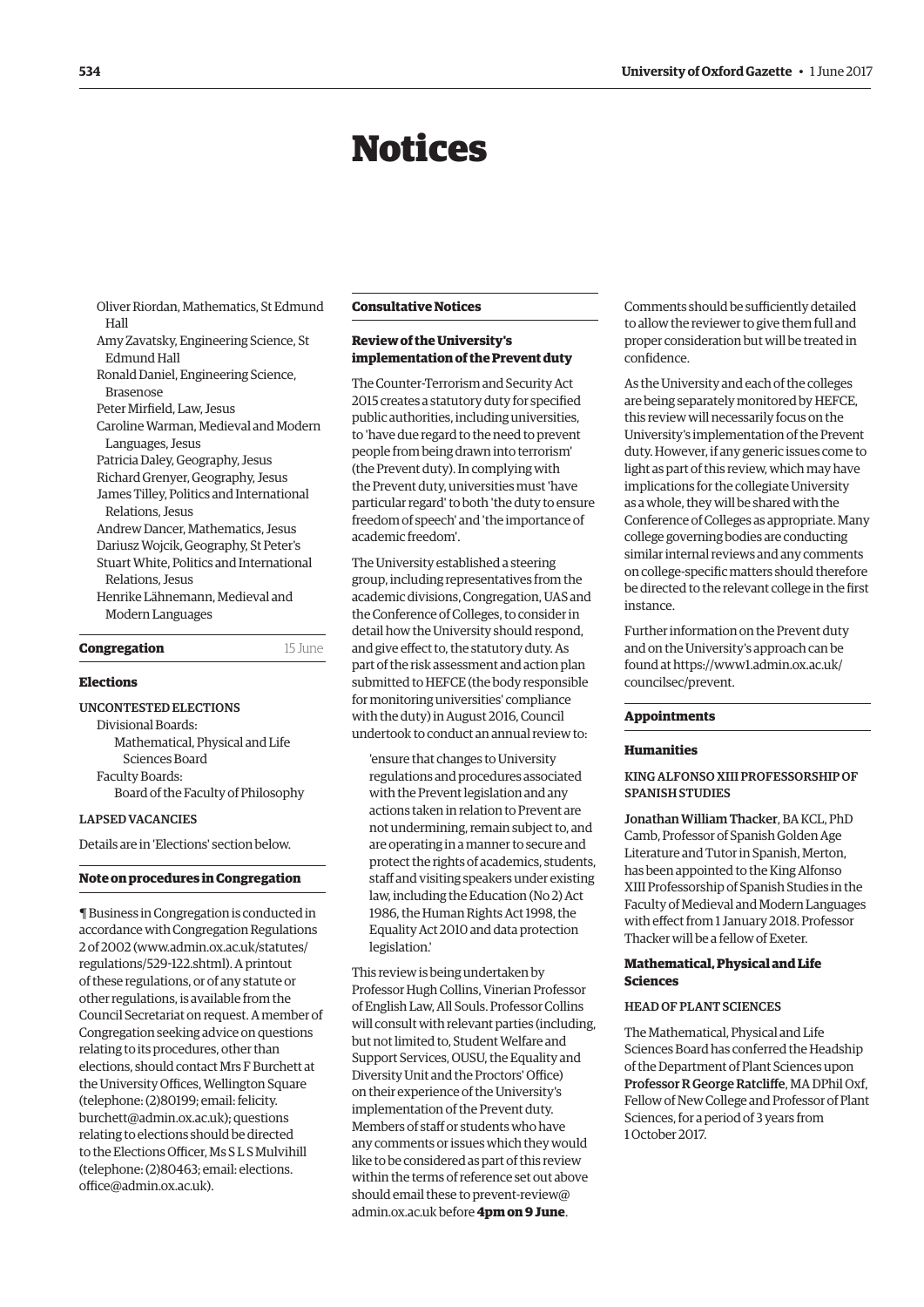# Notices

Oliver Riordan, Mathematics, St Edmund Hall
Amy Zavatsky, Engineering Science, St Edmund Hall
Ronald Daniel, Engineering Science, Brasenose
Peter Mirfield, Law, Jesus
Caroline Warman, Medieval and Modern Languages, Jesus
Patricia Daley, Geography, Jesus
Richard Grenyer, Geography, Jesus
James Tilley, Politics and International Relations, Jesus
Andrew Dancer, Mathematics, Jesus
Dariusz Wojcik, Geography, St Peter's
Stuart White, Politics and International Relations, Jesus
Henrike Lähnemann, Medieval and Modern Languages

## Congregation — 15 June

### Elections

UNCONTESTED ELECTIONS

Divisional Boards:
 Mathematical, Physical and Life Sciences Board
Faculty Boards:
 Board of the Faculty of Philosophy

LAPSED VACANCIES

Details are in 'Elections' section below.

### Note on procedures in Congregation

¶ Business in Congregation is conducted in accordance with Congregation Regulations 2 of 2002 (www.admin.ox.ac.uk/statutes/regulations/529-122.shtml). A printout of these regulations, or of any statute or other regulations, is available from the Council Secretariat on request. A member of Congregation seeking advice on questions relating to its procedures, other than elections, should contact Mrs F Burchett at the University Offices, Wellington Square (telephone: (2)80199; email: felicity.burchett@admin.ox.ac.uk); questions relating to elections should be directed to the Elections Officer, Ms S L S Mulvihill (telephone: (2)80463; email: elections.office@admin.ox.ac.uk).

## Consultative Notices

### Review of the University's implementation of the Prevent duty

The Counter-Terrorism and Security Act 2015 creates a statutory duty for specified public authorities, including universities, to 'have due regard to the need to prevent people from being drawn into terrorism' (the Prevent duty). In complying with the Prevent duty, universities must 'have particular regard' to both 'the duty to ensure freedom of speech' and 'the importance of academic freedom'.

The University established a steering group, including representatives from the academic divisions, Congregation, UAS and the Conference of Colleges, to consider in detail how the University should respond, and give effect to, the statutory duty. As part of the risk assessment and action plan submitted to HEFCE (the body responsible for monitoring universities' compliance with the duty) in August 2016, Council undertook to conduct an annual review to:

> 'ensure that changes to University regulations and procedures associated with the Prevent legislation and any actions taken in relation to Prevent are not undermining, remain subject to, and are operating in a manner to secure and protect the rights of academics, students, staff and visiting speakers under existing law, including the Education (No 2) Act 1986, the Human Rights Act 1998, the Equality Act 2010 and data protection legislation.'

This review is being undertaken by Professor Hugh Collins, Vinerian Professor of English Law, All Souls. Professor Collins will consult with relevant parties (including, but not limited to, Student Welfare and Support Services, OUSU, the Equality and Diversity Unit and the Proctors' Office) on their experience of the University's implementation of the Prevent duty. Members of staff or students who have any comments or issues which they would like to be considered as part of this review within the terms of reference set out above should email these to prevent-review@admin.ox.ac.uk before **4pm on 9 June**.

Comments should be sufficiently detailed to allow the reviewer to give them full and proper consideration but will be treated in confidence.

As the University and each of the colleges are being separately monitored by HEFCE, this review will necessarily focus on the University's implementation of the Prevent duty. However, if any generic issues come to light as part of this review, which may have implications for the collegiate University as a whole, they will be shared with the Conference of Colleges as appropriate. Many college governing bodies are conducting similar internal reviews and any comments on college-specific matters should therefore be directed to the relevant college in the first instance.

Further information on the Prevent duty and on the University's approach can be found at https://www1.admin.ox.ac.uk/councilsec/prevent.

## Appointments

### Humanities

KING ALFONSO XIII PROFESSORSHIP OF SPANISH STUDIES

**Jonathan William Thacker**, BA KCL, PhD Camb, Professor of Spanish Golden Age Literature and Tutor in Spanish, Merton, has been appointed to the King Alfonso XIII Professorship of Spanish Studies in the Faculty of Medieval and Modern Languages with effect from 1 January 2018. Professor Thacker will be a fellow of Exeter.

### Mathematical, Physical and Life Sciences

HEAD OF PLANT SCIENCES

The Mathematical, Physical and Life Sciences Board has conferred the Headship of the Department of Plant Sciences upon **Professor R George Ratcliffe**, MA DPhil Oxf, Fellow of New College and Professor of Plant Sciences, for a period of 3 years from 1 October 2017.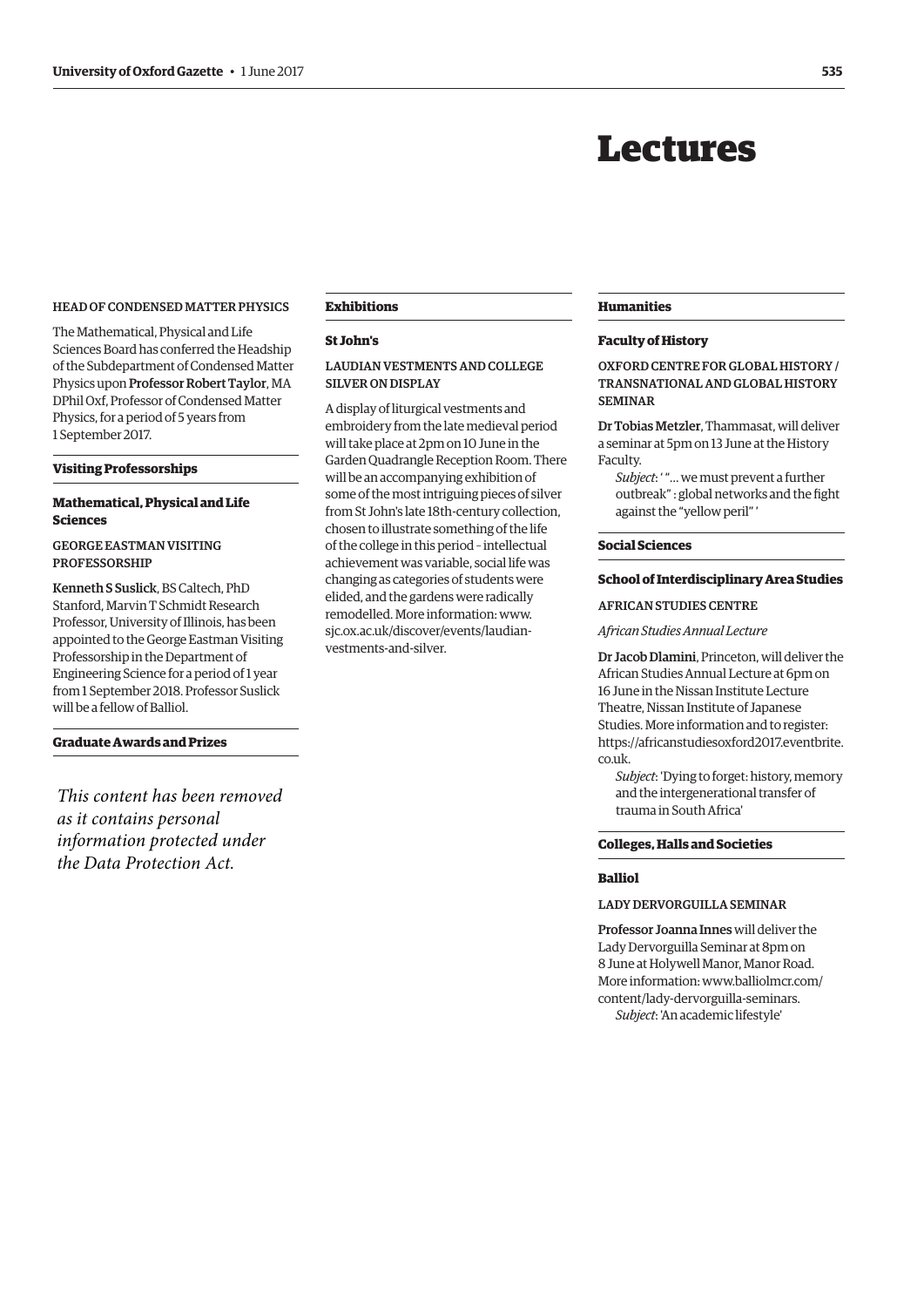# Lectures

HEAD OF CONDENSED MATTER PHYSICS

The Mathematical, Physical and Life Sciences Board has conferred the Headship of the Subdepartment of Condensed Matter Physics upon **Professor Robert Taylor**, MA DPhil Oxf, Professor of Condensed Matter Physics, for a period of 5 years from 1 September 2017.

## Visiting Professorships

### Mathematical, Physical and Life Sciences

GEORGE EASTMAN VISITING PROFESSORSHIP

**Kenneth S Suslick**, BS Caltech, PhD Stanford, Marvin T Schmidt Research Professor, University of Illinois, has been appointed to the George Eastman Visiting Professorship in the Department of Engineering Science for a period of 1 year from 1 September 2018. Professor Suslick will be a fellow of Balliol.

## Graduate Awards and Prizes

*This content has been removed as it contains personal information protected under the Data Protection Act.*

## Exhibitions

### St John's

LAUDIAN VESTMENTS AND COLLEGE SILVER ON DISPLAY

A display of liturgical vestments and embroidery from the late medieval period will take place at 2pm on 10 June in the Garden Quadrangle Reception Room. There will be an accompanying exhibition of some of the most intriguing pieces of silver from St John's late 18th-century collection, chosen to illustrate something of the life of the college in this period – intellectual achievement was variable, social life was changing as categories of students were elided, and the gardens were radically remodelled. More information: www.sjc.ox.ac.uk/discover/events/laudian-vestments-and-silver.

## Humanities

### Faculty of History

OXFORD CENTRE FOR GLOBAL HISTORY / TRANSNATIONAL AND GLOBAL HISTORY SEMINAR

**Dr Tobias Metzler**, Thammasat, will deliver a seminar at 5pm on 13 June at the History Faculty.

*Subject*: ' "… we must prevent a further outbreak" : global networks and the fight against the "yellow peril" '

## Social Sciences

### School of Interdisciplinary Area Studies

AFRICAN STUDIES CENTRE

*African Studies Annual Lecture*

**Dr Jacob Dlamini**, Princeton, will deliver the African Studies Annual Lecture at 6pm on 16 June in the Nissan Institute Lecture Theatre, Nissan Institute of Japanese Studies. More information and to register: https://africanstudiesoxford2017.eventbrite.co.uk.

*Subject*: 'Dying to forget: history, memory and the intergenerational transfer of trauma in South Africa'

## Colleges, Halls and Societies

### Balliol

LADY DERVORGUILLA SEMINAR

**Professor Joanna Innes** will deliver the Lady Dervorguilla Seminar at 8pm on 8 June at Holywell Manor, Manor Road. More information: www.balliolmcr.com/content/lady-dervorguilla-seminars.

*Subject*: 'An academic lifestyle'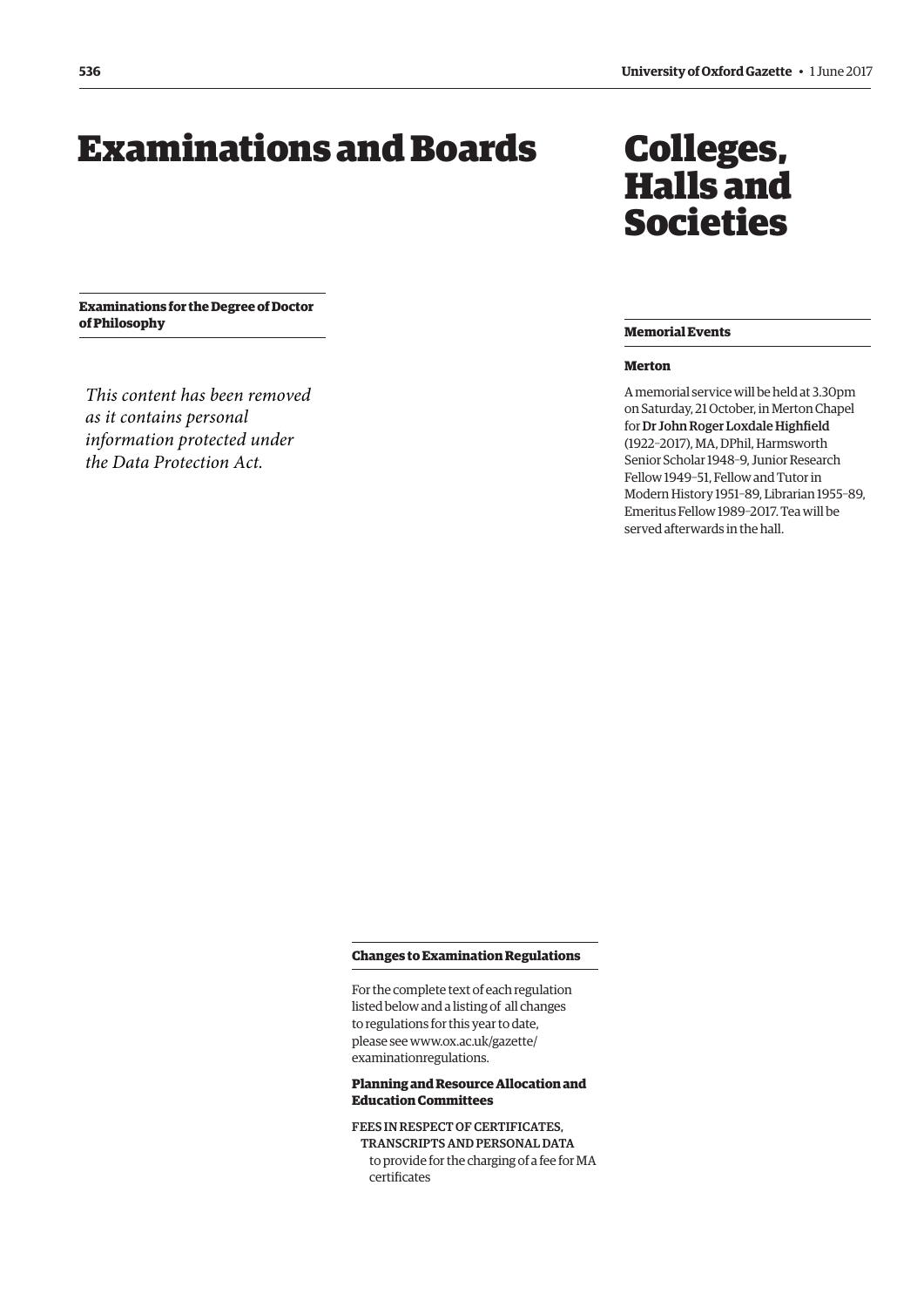# Examinations and Boards

## Examinations for the Degree of Doctor of Philosophy

*This content has been removed as it contains personal information protected under the Data Protection Act.*

## Changes to Examination Regulations

For the complete text of each regulation listed below and a listing of all changes to regulations for this year to date, please see www.ox.ac.uk/gazette/examinationregulations.

### Planning and Resource Allocation and Education Committees

FEES IN RESPECT OF CERTIFICATES, TRANSCRIPTS AND PERSONAL DATA
to provide for the charging of a fee for MA certificates

# Colleges, Halls and Societies

## Memorial Events

### Merton

A memorial service will be held at 3.30pm on Saturday, 21 October, in Merton Chapel for **Dr John Roger Loxdale Highfield** (1922–2017), MA, DPhil, Harmsworth Senior Scholar 1948–9, Junior Research Fellow 1949–51, Fellow and Tutor in Modern History 1951–89, Librarian 1955–89, Emeritus Fellow 1989–2017. Tea will be served afterwards in the hall.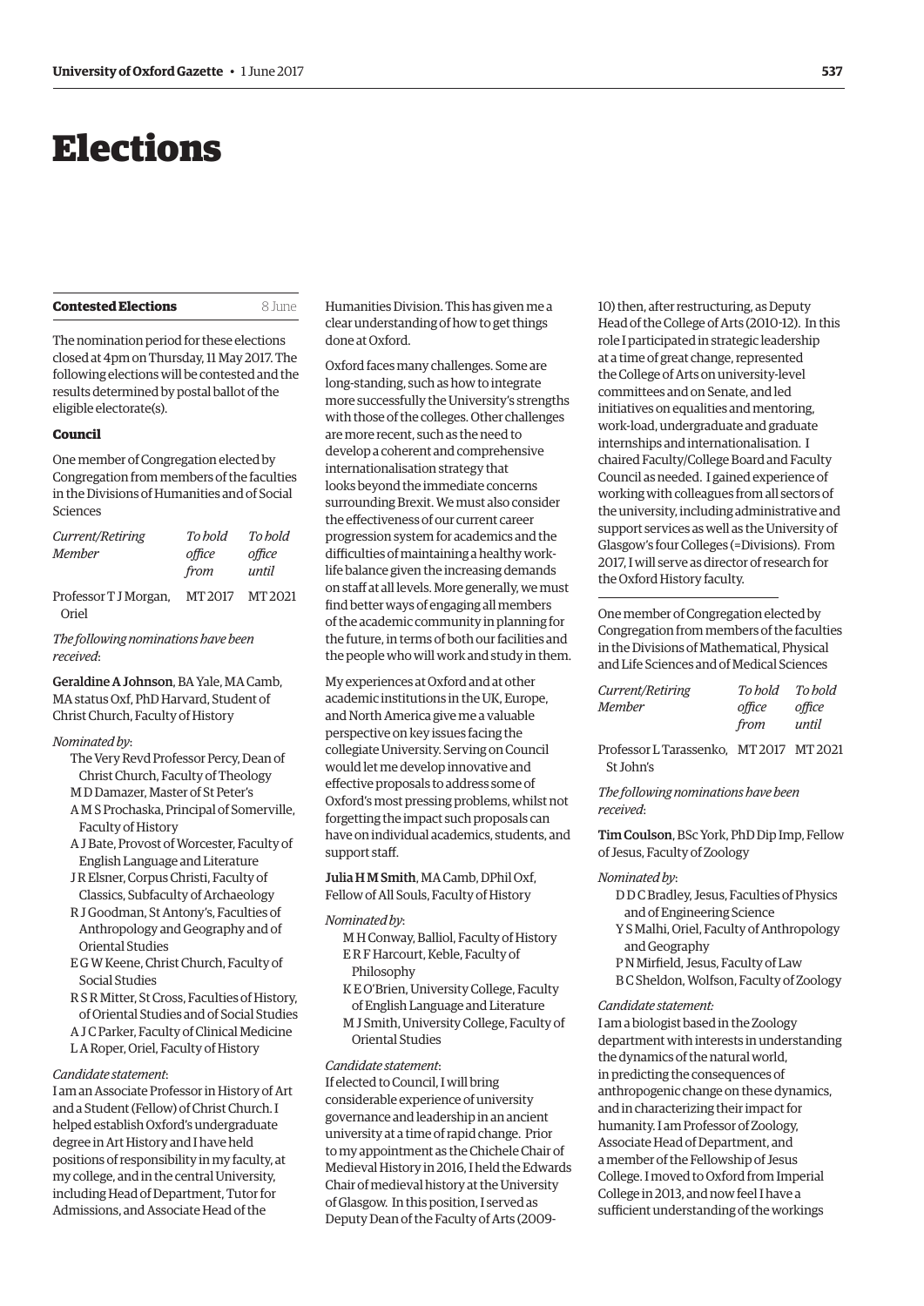# Elections

## Contested Elections

8 June

The nomination period for these elections closed at 4pm on Thursday, 11 May 2017. The following elections will be contested and the results determined by postal ballot of the eligible electorate(s).

### Council

One member of Congregation elected by Congregation from members of the faculties in the Divisions of Humanities and of Social Sciences

| *Current/Retiring Member* | *To hold office from* | *To hold office until* |
|---|---|---|
| Professor T J Morgan, Oriel | MT 2017 | MT 2021 |

*The following nominations have been received*:

**Geraldine A Johnson**, BA Yale, MA Camb, MA status Oxf, PhD Harvard, Student of Christ Church, Faculty of History

*Nominated by*:

- The Very Revd Professor Percy, Dean of Christ Church, Faculty of Theology
- M D Damazer, Master of St Peter's
- A M S Prochaska, Principal of Somerville, Faculty of History
- A J Bate, Provost of Worcester, Faculty of English Language and Literature
- J R Elsner, Corpus Christi, Faculty of Classics, Subfaculty of Archaeology
- R J Goodman, St Antony's, Faculties of Anthropology and Geography and of Oriental Studies
- E G W Keene, Christ Church, Faculty of Social Studies
- R S R Mitter, St Cross, Faculties of History, of Oriental Studies and of Social Studies
- A J C Parker, Faculty of Clinical Medicine
- L A Roper, Oriel, Faculty of History

*Candidate statement*:

I am an Associate Professor in History of Art and a Student (Fellow) of Christ Church. I helped establish Oxford's undergraduate degree in Art History and I have held positions of responsibility in my faculty, at my college, and in the central University, including Head of Department, Tutor for Admissions, and Associate Head of the Humanities Division. This has given me a clear understanding of how to get things done at Oxford.

Oxford faces many challenges. Some are long-standing, such as how to integrate more successfully the University's strengths with those of the colleges. Other challenges are more recent, such as the need to develop a coherent and comprehensive internationalisation strategy that looks beyond the immediate concerns surrounding Brexit. We must also consider the effectiveness of our current career progression system for academics and the difficulties of maintaining a healthy work-life balance given the increasing demands on staff at all levels. More generally, we must find better ways of engaging all members of the academic community in planning for the future, in terms of both our facilities and the people who will work and study in them.

My experiences at Oxford and at other academic institutions in the UK, Europe, and North America give me a valuable perspective on key issues facing the collegiate University. Serving on Council would let me develop innovative and effective proposals to address some of Oxford's most pressing problems, whilst not forgetting the impact such proposals can have on individual academics, students, and support staff.

**Julia H M Smith**, MA Camb, DPhil Oxf, Fellow of All Souls, Faculty of History

*Nominated by*:

- M H Conway, Balliol, Faculty of History
- E R F Harcourt, Keble, Faculty of Philosophy
- K E O'Brien, University College, Faculty of English Language and Literature
- M J Smith, University College, Faculty of Oriental Studies

*Candidate statement*:

If elected to Council, I will bring considerable experience of university governance and leadership in an ancient university at a time of rapid change. Prior to my appointment as the Chichele Chair of Medieval History in 2016, I held the Edwards Chair of medieval history at the University of Glasgow. In this position, I served as Deputy Dean of the Faculty of Arts (2009-10) then, after restructuring, as Deputy Head of the College of Arts (2010-12). In this role I participated in strategic leadership at a time of great change, represented the College of Arts on university-level committees and on Senate, and led initiatives on equalities and mentoring, work-load, undergraduate and graduate internships and internationalisation. I chaired Faculty/College Board and Faculty Council as needed. I gained experience of working with colleagues from all sectors of the university, including administrative and support services as well as the University of Glasgow's four Colleges (=Divisions). From 2017, I will serve as director of research for the Oxford History faculty.

---

One member of Congregation elected by Congregation from members of the faculties in the Divisions of Mathematical, Physical and Life Sciences and of Medical Sciences

| *Current/Retiring Member* | *To hold office from* | *To hold office until* |
|---|---|---|
| Professor L Tarassenko, St John's | MT 2017 | MT 2021 |

*The following nominations have been received*:

**Tim Coulson**, BSc York, PhD Dip Imp, Fellow of Jesus, Faculty of Zoology

*Nominated by*:

- D D C Bradley, Jesus, Faculties of Physics and of Engineering Science
- Y S Malhi, Oriel, Faculty of Anthropology and Geography
- P N Mirfield, Jesus, Faculty of Law
- B C Sheldon, Wolfson, Faculty of Zoology

*Candidate statement:*

I am a biologist based in the Zoology department with interests in understanding the dynamics of the natural world, in predicting the consequences of anthropogenic change on these dynamics, and in characterizing their impact for humanity. I am Professor of Zoology, Associate Head of Department, and a member of the Fellowship of Jesus College. I moved to Oxford from Imperial College in 2013, and now feel I have a sufficient understanding of the workings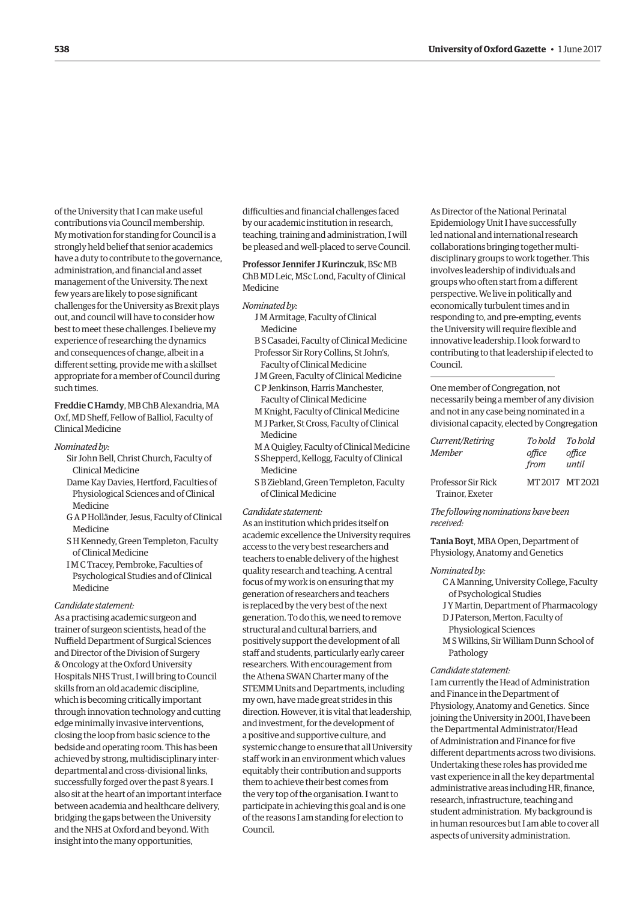of the University that I can make useful contributions via Council membership. My motivation for standing for Council is a strongly held belief that senior academics have a duty to contribute to the governance, administration, and financial and asset management of the University. The next few years are likely to pose significant challenges for the University as Brexit plays out, and council will have to consider how best to meet these challenges. I believe my experience of researching the dynamics and consequences of change, albeit in a different setting, provide me with a skillset appropriate for a member of Council during such times.

**Freddie C Hamdy**, MB ChB Alexandria, MA Oxf, MD Sheff, Fellow of Balliol, Faculty of Clinical Medicine

*Nominated by:*

- Sir John Bell, Christ Church, Faculty of Clinical Medicine
- Dame Kay Davies, Hertford, Faculties of Physiological Sciences and of Clinical Medicine
- G A P Holländer, Jesus, Faculty of Clinical Medicine
- S H Kennedy, Green Templeton, Faculty of Clinical Medicine
- I M C Tracey, Pembroke, Faculties of Psychological Studies and of Clinical Medicine

*Candidate statement:*

As a practising academic surgeon and trainer of surgeon scientists, head of the Nuffield Department of Surgical Sciences and Director of the Division of Surgery & Oncology at the Oxford University Hospitals NHS Trust, I will bring to Council skills from an old academic discipline, which is becoming critically important through innovation technology and cutting edge minimally invasive interventions, closing the loop from basic science to the bedside and operating room. This has been achieved by strong, multidisciplinary inter-departmental and cross-divisional links, successfully forged over the past 8 years. I also sit at the heart of an important interface between academia and healthcare delivery, bridging the gaps between the University and the NHS at Oxford and beyond. With insight into the many opportunities, difficulties and financial challenges faced by our academic institution in research, teaching, training and administration, I will be pleased and well-placed to serve Council.

**Professor Jennifer J Kurinczuk**, BSc MB ChB MD Leic, MSc Lond, Faculty of Clinical Medicine

*Nominated by:*

- J M Armitage, Faculty of Clinical Medicine
- B S Casadei, Faculty of Clinical Medicine
- Professor Sir Rory Collins, St John's, Faculty of Clinical Medicine
- J M Green, Faculty of Clinical Medicine
- C P Jenkinson, Harris Manchester, Faculty of Clinical Medicine
- M Knight, Faculty of Clinical Medicine
- M J Parker, St Cross, Faculty of Clinical Medicine
- M A Quigley, Faculty of Clinical Medicine
- S Shepperd, Kellogg, Faculty of Clinical Medicine
- S B Ziebland, Green Templeton, Faculty of Clinical Medicine

*Candidate statement:*

As an institution which prides itself on academic excellence the University requires access to the very best researchers and teachers to enable delivery of the highest quality research and teaching. A central focus of my work is on ensuring that my generation of researchers and teachers is replaced by the very best of the next generation. To do this, we need to remove structural and cultural barriers, and positively support the development of all staff and students, particularly early career researchers. With encouragement from the Athena SWAN Charter many of the STEMM Units and Departments, including my own, have made great strides in this direction. However, it is vital that leadership, and investment, for the development of a positive and supportive culture, and systemic change to ensure that all University staff work in an environment which values equitably their contribution and supports them to achieve their best comes from the very top of the organisation. I want to participate in achieving this goal and is one of the reasons I am standing for election to Council.

As Director of the National Perinatal Epidemiology Unit I have successfully led national and international research collaborations bringing together multi-disciplinary groups to work together. This involves leadership of individuals and groups who often start from a different perspective. We live in politically and economically turbulent times and in responding to, and pre-empting, events the University will require flexible and innovative leadership. I look forward to contributing to that leadership if elected to Council.

---

One member of Congregation, not necessarily being a member of any division and not in any case being nominated in a divisional capacity, elected by Congregation

| *Current/Retiring Member* | *To hold office from* | *To hold office until* |
|---|---|---|
| Professor Sir Rick Trainor, Exeter | MT 2017 | MT 2021 |

*The following nominations have been received:*

**Tania Boyt**, MBA Open, Department of Physiology, Anatomy and Genetics

*Nominated by:*

- C A Manning, University College, Faculty of Psychological Studies
- J Y Martin, Department of Pharmacology
- D J Paterson, Merton, Faculty of Physiological Sciences
- M S Wilkins, Sir William Dunn School of Pathology

*Candidate statement:*

I am currently the Head of Administration and Finance in the Department of Physiology, Anatomy and Genetics. Since joining the University in 2001, I have been the Departmental Administrator/Head of Administration and Finance for five different departments across two divisions. Undertaking these roles has provided me vast experience in all the key departmental administrative areas including HR, finance, research, infrastructure, teaching and student administration. My background is in human resources but I am able to cover all aspects of university administration.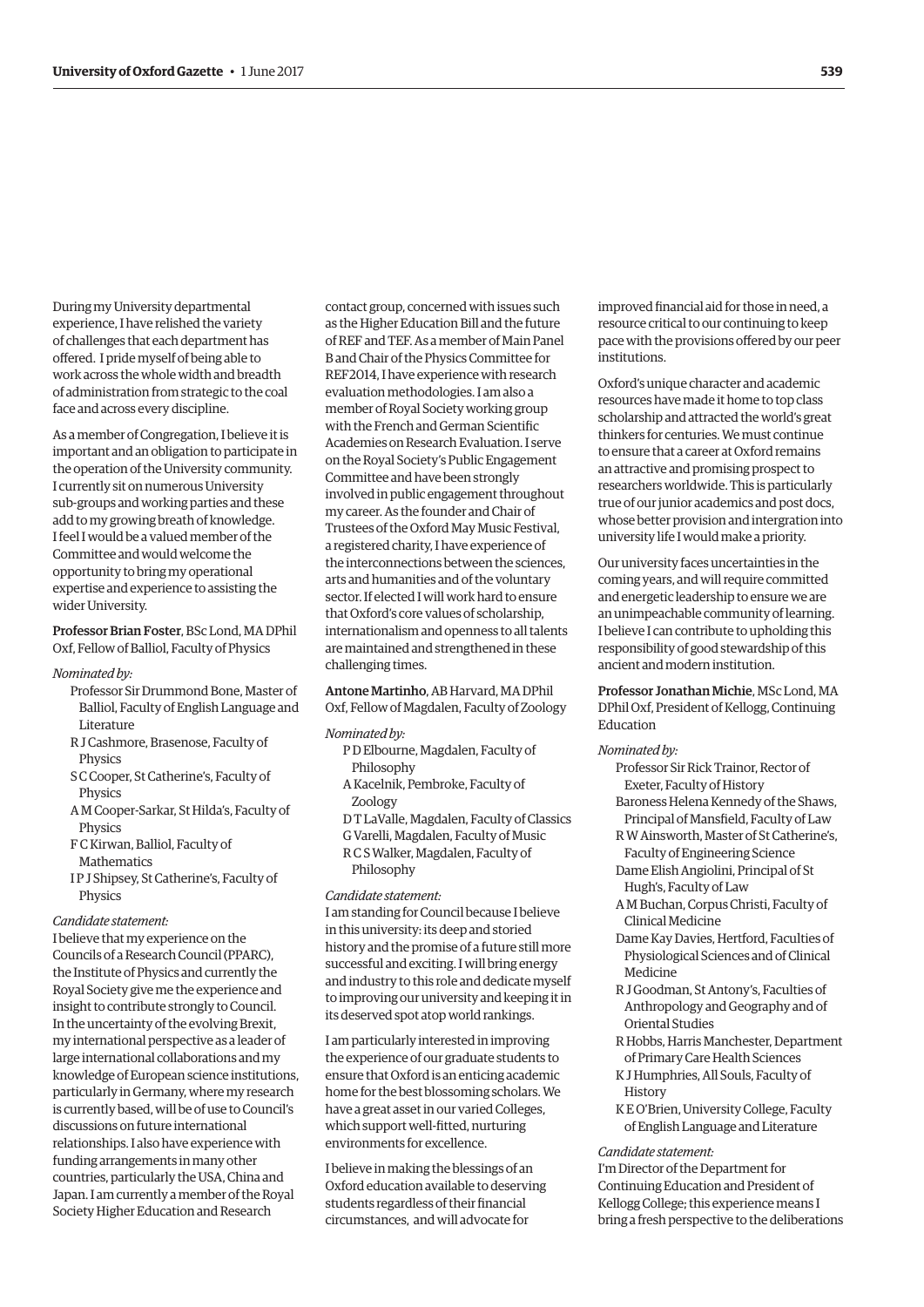During my University departmental experience, I have relished the variety of challenges that each department has offered. I pride myself of being able to work across the whole width and breadth of administration from strategic to the coal face and across every discipline.

As a member of Congregation, I believe it is important and an obligation to participate in the operation of the University community. I currently sit on numerous University sub-groups and working parties and these add to my growing breath of knowledge. I feel I would be a valued member of the Committee and would welcome the opportunity to bring my operational expertise and experience to assisting the wider University.

**Professor Brian Foster**, BSc Lond, MA DPhil Oxf, Fellow of Balliol, Faculty of Physics

*Nominated by:*

- Professor Sir Drummond Bone, Master of Balliol, Faculty of English Language and Literature
- R J Cashmore, Brasenose, Faculty of Physics
- S C Cooper, St Catherine's, Faculty of Physics
- A M Cooper-Sarkar, St Hilda's, Faculty of Physics
- F C Kirwan, Balliol, Faculty of Mathematics
- I P J Shipsey, St Catherine's, Faculty of Physics

*Candidate statement:*

I believe that my experience on the Councils of a Research Council (PPARC), the Institute of Physics and currently the Royal Society give me the experience and insight to contribute strongly to Council. In the uncertainty of the evolving Brexit, my international perspective as a leader of large international collaborations and my knowledge of European science institutions, particularly in Germany, where my research is currently based, will be of use to Council's discussions on future international relationships. I also have experience with funding arrangements in many other countries, particularly the USA, China and Japan. I am currently a member of the Royal Society Higher Education and Research contact group, concerned with issues such as the Higher Education Bill and the future of REF and TEF. As a member of Main Panel B and Chair of the Physics Committee for REF2014, I have experience with research evaluation methodologies. I am also a member of Royal Society working group with the French and German Scientific Academies on Research Evaluation. I serve on the Royal Society's Public Engagement Committee and have been strongly involved in public engagement throughout my career. As the founder and Chair of Trustees of the Oxford May Music Festival, a registered charity, I have experience of the interconnections between the sciences, arts and humanities and of the voluntary sector. If elected I will work hard to ensure that Oxford's core values of scholarship, internationalism and openness to all talents are maintained and strengthened in these challenging times.

**Antone Martinho**, AB Harvard, MA DPhil Oxf, Fellow of Magdalen, Faculty of Zoology

*Nominated by:*

- P D Elbourne, Magdalen, Faculty of Philosophy
- A Kacelnik, Pembroke, Faculty of Zoology
- D T LaValle, Magdalen, Faculty of Classics
- G Varelli, Magdalen, Faculty of Music
- R C S Walker, Magdalen, Faculty of Philosophy

*Candidate statement:*

I am standing for Council because I believe in this university: its deep and storied history and the promise of a future still more successful and exciting. I will bring energy and industry to this role and dedicate myself to improving our university and keeping it in its deserved spot atop world rankings.

I am particularly interested in improving the experience of our graduate students to ensure that Oxford is an enticing academic home for the best blossoming scholars. We have a great asset in our varied Colleges, which support well-fitted, nurturing environments for excellence.

I believe in making the blessings of an Oxford education available to deserving students regardless of their financial circumstances, and will advocate for improved financial aid for those in need, a resource critical to our continuing to keep pace with the provisions offered by our peer institutions.

Oxford's unique character and academic resources have made it home to top class scholarship and attracted the world's great thinkers for centuries. We must continue to ensure that a career at Oxford remains an attractive and promising prospect to researchers worldwide. This is particularly true of our junior academics and post docs, whose better provision and intergration into university life I would make a priority.

Our university faces uncertainties in the coming years, and will require committed and energetic leadership to ensure we are an unimpeachable community of learning. I believe I can contribute to upholding this responsibility of good stewardship of this ancient and modern institution.

**Professor Jonathan Michie**, MSc Lond, MA DPhil Oxf, President of Kellogg, Continuing Education

*Nominated by:*

- Professor Sir Rick Trainor, Rector of Exeter, Faculty of History
- Baroness Helena Kennedy of the Shaws, Principal of Mansfield, Faculty of Law
- R W Ainsworth, Master of St Catherine's, Faculty of Engineering Science
- Dame Elish Angiolini, Principal of St Hugh's, Faculty of Law
- A M Buchan, Corpus Christi, Faculty of Clinical Medicine
- Dame Kay Davies, Hertford, Faculties of Physiological Sciences and of Clinical Medicine
- R J Goodman, St Antony's, Faculties of Anthropology and Geography and of Oriental Studies
- R Hobbs, Harris Manchester, Department of Primary Care Health Sciences
- K J Humphries, All Souls, Faculty of History
- K E O'Brien, University College, Faculty of English Language and Literature

*Candidate statement:*

I'm Director of the Department for Continuing Education and President of Kellogg College; this experience means I bring a fresh perspective to the deliberations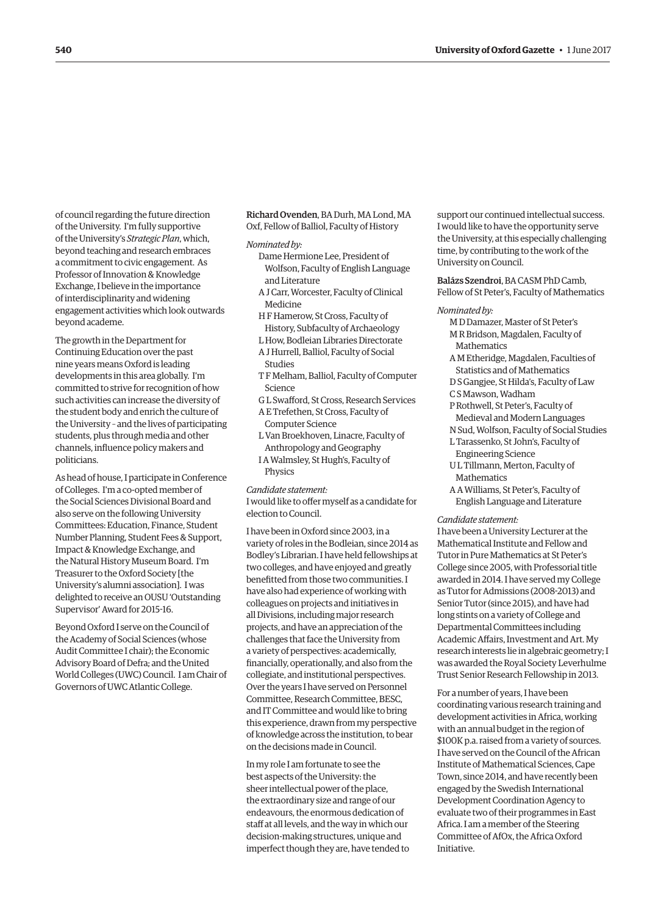of council regarding the future direction of the University. I'm fully supportive of the University's *Strategic Plan*, which, beyond teaching and research embraces a commitment to civic engagement. As Professor of Innovation & Knowledge Exchange, I believe in the importance of interdisciplinarity and widening engagement activities which look outwards beyond academe.

The growth in the Department for Continuing Education over the past nine years means Oxford is leading developments in this area globally. I'm committed to strive for recognition of how such activities can increase the diversity of the student body and enrich the culture of the University – and the lives of participating students, plus through media and other channels, influence policy makers and politicians.

As head of house, I participate in Conference of Colleges. I'm a co-opted member of the Social Sciences Divisional Board and also serve on the following University Committees: Education, Finance, Student Number Planning, Student Fees & Support, Impact & Knowledge Exchange, and the Natural History Museum Board. I'm Treasurer to the Oxford Society [the University's alumni association]. I was delighted to receive an OUSU 'Outstanding Supervisor' Award for 2015-16.

Beyond Oxford I serve on the Council of the Academy of Social Sciences (whose Audit Committee I chair); the Economic Advisory Board of Defra; and the United World Colleges (UWC) Council. I am Chair of Governors of UWC Atlantic College.

**Richard Ovenden**, BA Durh, MA Lond, MA Oxf, Fellow of Balliol, Faculty of History

*Nominated by:*

- Dame Hermione Lee, President of Wolfson, Faculty of English Language and Literature
- A J Carr, Worcester, Faculty of Clinical Medicine
- H F Hamerow, St Cross, Faculty of History, Subfaculty of Archaeology
- L How, Bodleian Libraries Directorate
- A J Hurrell, Balliol, Faculty of Social Studies
- T F Melham, Balliol, Faculty of Computer Science
- G L Swafford, St Cross, Research Services
- A E Trefethen, St Cross, Faculty of Computer Science
- L Van Broekhoven, Linacre, Faculty of Anthropology and Geography
- I A Walmsley, St Hugh's, Faculty of Physics

*Candidate statement:*
I would like to offer myself as a candidate for election to Council.

I have been in Oxford since 2003, in a variety of roles in the Bodleian, since 2014 as Bodley's Librarian. I have held fellowships at two colleges, and have enjoyed and greatly benefitted from those two communities. I have also had experience of working with colleagues on projects and initiatives in all Divisions, including major research projects, and have an appreciation of the challenges that face the University from a variety of perspectives: academically, financially, operationally, and also from the collegiate, and institutional perspectives. Over the years I have served on Personnel Committee, Research Committee, BESC, and IT Committee and would like to bring this experience, drawn from my perspective of knowledge across the institution, to bear on the decisions made in Council.

In my role I am fortunate to see the best aspects of the University: the sheer intellectual power of the place, the extraordinary size and range of our endeavours, the enormous dedication of staff at all levels, and the way in which our decision-making structures, unique and imperfect though they are, have tended to support our continued intellectual success. I would like to have the opportunity serve the University, at this especially challenging time, by contributing to the work of the University on Council.

**Balázs Szendroi**, BA CASM PhD Camb, Fellow of St Peter's, Faculty of Mathematics

*Nominated by:*

- M D Damazer, Master of St Peter's
- M R Bridson, Magdalen, Faculty of Mathematics
- A M Etheridge, Magdalen, Faculties of Statistics and of Mathematics
- D S Gangjee, St Hilda's, Faculty of Law
- C S Mawson, Wadham
- P Rothwell, St Peter's, Faculty of Medieval and Modern Languages
- N Sud, Wolfson, Faculty of Social Studies
- L Tarassenko, St John's, Faculty of Engineering Science
- U L Tillmann, Merton, Faculty of Mathematics
- A A Williams, St Peter's, Faculty of English Language and Literature

*Candidate statement:*
I have been a University Lecturer at the Mathematical Institute and Fellow and Tutor in Pure Mathematics at St Peter's College since 2005, with Professorial title awarded in 2014. I have served my College as Tutor for Admissions (2008-2013) and Senior Tutor (since 2015), and have had long stints on a variety of College and Departmental Committees including Academic Affairs, Investment and Art. My research interests lie in algebraic geometry; I was awarded the Royal Society Leverhulme Trust Senior Research Fellowship in 2013.

For a number of years, I have been coordinating various research training and development activities in Africa, working with an annual budget in the region of $100K p.a. raised from a variety of sources. I have served on the Council of the African Institute of Mathematical Sciences, Cape Town, since 2014, and have recently been engaged by the Swedish International Development Coordination Agency to evaluate two of their programmes in East Africa. I am a member of the Steering Committee of AfOx, the Africa Oxford Initiative.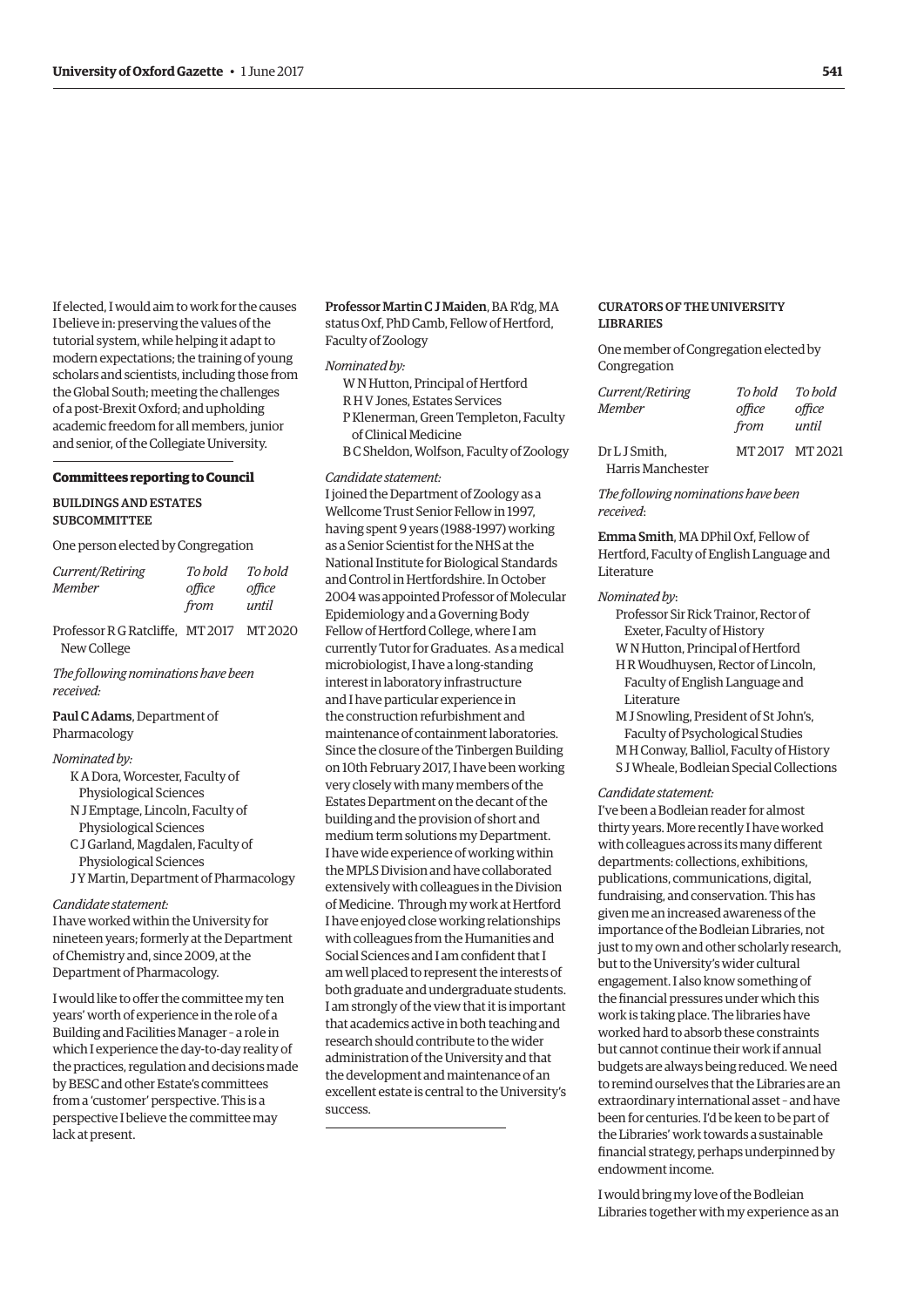If elected, I would aim to work for the causes I believe in: preserving the values of the tutorial system, while helping it adapt to modern expectations; the training of young scholars and scientists, including those from the Global South; meeting the challenges of a post-Brexit Oxford; and upholding academic freedom for all members, junior and senior, of the Collegiate University.

## Committees reporting to Council

### BUILDINGS AND ESTATES SUBCOMMITTEE

One person elected by Congregation

| *Current/Retiring Member* | *To hold office from* | *To hold office until* |
|---|---|---|
| Professor R G Ratcliffe, New College | MT 2017 | MT 2020 |

*The following nominations have been received:*

**Paul C Adams**, Department of Pharmacology

*Nominated by:*

- K A Dora, Worcester, Faculty of Physiological Sciences
- N J Emptage, Lincoln, Faculty of Physiological Sciences
- C J Garland, Magdalen, Faculty of Physiological Sciences
- J Y Martin, Department of Pharmacology

*Candidate statement:*

I have worked within the University for nineteen years; formerly at the Department of Chemistry and, since 2009, at the Department of Pharmacology.

I would like to offer the committee my ten years' worth of experience in the role of a Building and Facilities Manager – a role in which I experience the day-to-day reality of the practices, regulation and decisions made by BESC and other Estate's committees from a 'customer' perspective. This is a perspective I believe the committee may lack at present.

**Professor Martin C J Maiden**, BA R'dg, MA status Oxf, PhD Camb, Fellow of Hertford, Faculty of Zoology

*Nominated by:*

- W N Hutton, Principal of Hertford
- R H V Jones, Estates Services
- P Klenerman, Green Templeton, Faculty of Clinical Medicine
- B C Sheldon, Wolfson, Faculty of Zoology

*Candidate statement:*

I joined the Department of Zoology as a Wellcome Trust Senior Fellow in 1997, having spent 9 years (1988-1997) working as a Senior Scientist for the NHS at the National Institute for Biological Standards and Control in Hertfordshire. In October 2004 was appointed Professor of Molecular Epidemiology and a Governing Body Fellow of Hertford College, where I am currently Tutor for Graduates. As a medical microbiologist, I have a long-standing interest in laboratory infrastructure and I have particular experience in the construction refurbishment and maintenance of containment laboratories. Since the closure of the Tinbergen Building on 10th February 2017, I have been working very closely with many members of the Estates Department on the decant of the building and the provision of short and medium term solutions my Department. I have wide experience of working within the MPLS Division and have collaborated extensively with colleagues in the Division of Medicine. Through my work at Hertford I have enjoyed close working relationships with colleagues from the Humanities and Social Sciences and I am confident that I am well placed to represent the interests of both graduate and undergraduate students. I am strongly of the view that it is important that academics active in both teaching and research should contribute to the wider administration of the University and that the development and maintenance of an excellent estate is central to the University's success.

### CURATORS OF THE UNIVERSITY LIBRARIES

One member of Congregation elected by Congregation

| *Current/Retiring Member* | *To hold office from* | *To hold office until* |
|---|---|---|
| Dr L J Smith, Harris Manchester | MT 2017 | MT 2021 |

*The following nominations have been received:*

**Emma Smith**, MA DPhil Oxf, Fellow of Hertford, Faculty of English Language and Literature

*Nominated by:*

- Professor Sir Rick Trainor, Rector of Exeter, Faculty of History
- W N Hutton, Principal of Hertford
- H R Woudhuysen, Rector of Lincoln, Faculty of English Language and Literature
- M J Snowling, President of St John's, Faculty of Psychological Studies
- M H Conway, Balliol, Faculty of History
- S J Wheale, Bodleian Special Collections

*Candidate statement:*

I've been a Bodleian reader for almost thirty years. More recently I have worked with colleagues across its many different departments: collections, exhibitions, publications, communications, digital, fundraising, and conservation. This has given me an increased awareness of the importance of the Bodleian Libraries, not just to my own and other scholarly research, but to the University's wider cultural engagement. I also know something of the financial pressures under which this work is taking place. The libraries have worked hard to absorb these constraints but cannot continue their work if annual budgets are always being reduced. We need to remind ourselves that the Libraries are an extraordinary international asset – and have been for centuries. I'd be keen to be part of the Libraries' work towards a sustainable financial strategy, perhaps underpinned by endowment income.

I would bring my love of the Bodleian Libraries together with my experience as an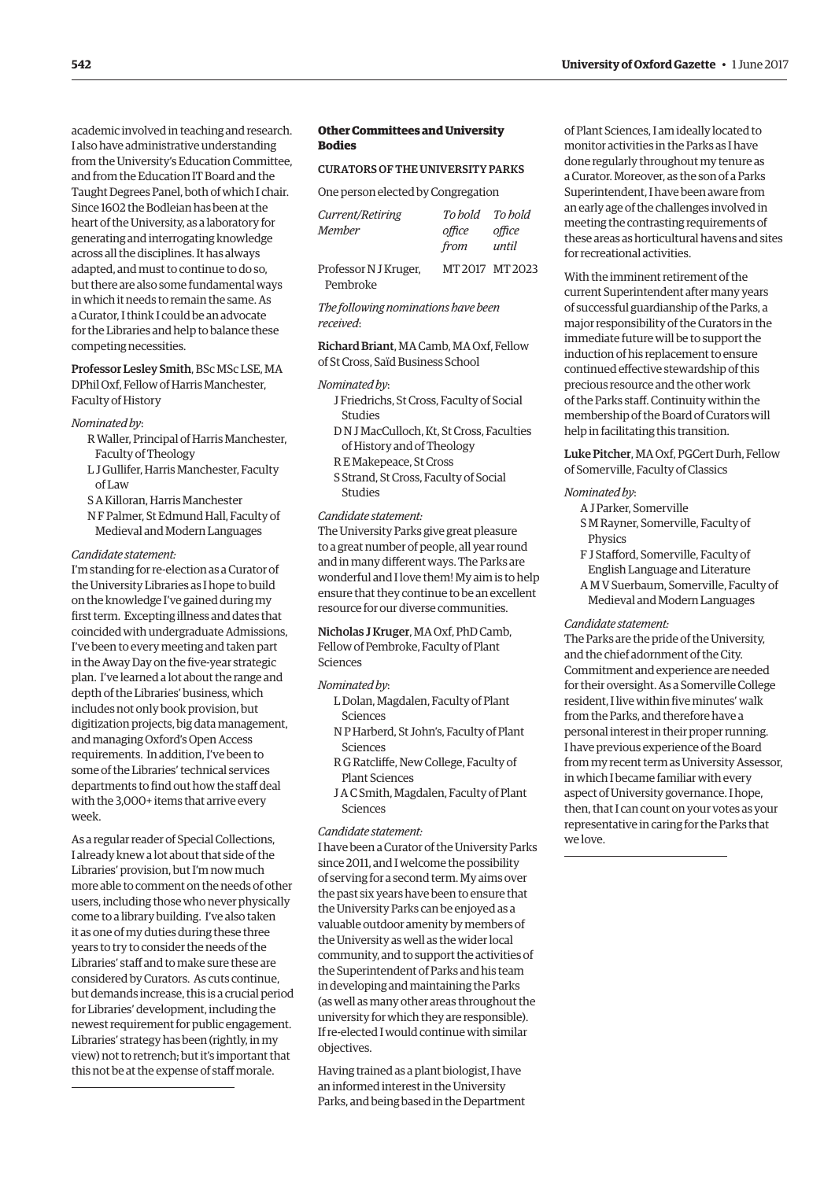academic involved in teaching and research. I also have administrative understanding from the University's Education Committee, and from the Education IT Board and the Taught Degrees Panel, both of which I chair. Since 1602 the Bodleian has been at the heart of the University, as a laboratory for generating and interrogating knowledge across all the disciplines. It has always adapted, and must to continue to do so, but there are also some fundamental ways in which it needs to remain the same. As a Curator, I think I could be an advocate for the Libraries and help to balance these competing necessities.

**Professor Lesley Smith**, BSc MSc LSE, MA DPhil Oxf, Fellow of Harris Manchester, Faculty of History

*Nominated by*:

- R Waller, Principal of Harris Manchester, Faculty of Theology
- L J Gullifer, Harris Manchester, Faculty of Law
- S A Killoran, Harris Manchester
- N F Palmer, St Edmund Hall, Faculty of Medieval and Modern Languages

*Candidate statement:*

I'm standing for re-election as a Curator of the University Libraries as I hope to build on the knowledge I've gained during my first term. Excepting illness and dates that coincided with undergraduate Admissions, I've been to every meeting and taken part in the Away Day on the five-year strategic plan. I've learned a lot about the range and depth of the Libraries' business, which includes not only book provision, but digitization projects, big data management, and managing Oxford's Open Access requirements. In addition, I've been to some of the Libraries' technical services departments to find out how the staff deal with the 3,000+ items that arrive every week.

As a regular reader of Special Collections, I already knew a lot about that side of the Libraries' provision, but I'm now much more able to comment on the needs of other users, including those who never physically come to a library building. I've also taken it as one of my duties during these three years to try to consider the needs of the Libraries' staff and to make sure these are considered by Curators. As cuts continue, but demands increase, this is a crucial period for Libraries' development, including the newest requirement for public engagement. Libraries' strategy has been (rightly, in my view) not to retrench; but it's important that this not be at the expense of staff morale.

## Other Committees and University Bodies

### CURATORS OF THE UNIVERSITY PARKS

One person elected by Congregation

| *Current/Retiring Member* | *To hold office from* | *To hold office until* |
| --- | --- | --- |
| Professor N J Kruger, Pembroke | MT 2017 | MT 2023 |

*The following nominations have been received*:

**Richard Briant**, MA Camb, MA Oxf, Fellow of St Cross, Saïd Business School

*Nominated by*:

- J Friedrichs, St Cross, Faculty of Social Studies
- D N J MacCulloch, Kt, St Cross, Faculties of History and of Theology
- R E Makepeace, St Cross
- S Strand, St Cross, Faculty of Social Studies

*Candidate statement:*

The University Parks give great pleasure to a great number of people, all year round and in many different ways. The Parks are wonderful and I love them! My aim is to help ensure that they continue to be an excellent resource for our diverse communities.

**Nicholas J Kruger**, MA Oxf, PhD Camb, Fellow of Pembroke, Faculty of Plant Sciences

*Nominated by*:

- L Dolan, Magdalen, Faculty of Plant Sciences
- N P Harberd, St John's, Faculty of Plant Sciences
- R G Ratcliffe, New College, Faculty of Plant Sciences
- J A C Smith, Magdalen, Faculty of Plant Sciences

*Candidate statement:*

I have been a Curator of the University Parks since 2011, and I welcome the possibility of serving for a second term. My aims over the past six years have been to ensure that the University Parks can be enjoyed as a valuable outdoor amenity by members of the University as well as the wider local community, and to support the activities of the Superintendent of Parks and his team in developing and maintaining the Parks (as well as many other areas throughout the university for which they are responsible). If re-elected I would continue with similar objectives.

Having trained as a plant biologist, I have an informed interest in the University Parks, and being based in the Department of Plant Sciences, I am ideally located to monitor activities in the Parks as I have done regularly throughout my tenure as a Curator. Moreover, as the son of a Parks Superintendent, I have been aware from an early age of the challenges involved in meeting the contrasting requirements of these areas as horticultural havens and sites for recreational activities.

With the imminent retirement of the current Superintendent after many years of successful guardianship of the Parks, a major responsibility of the Curators in the immediate future will be to support the induction of his replacement to ensure continued effective stewardship of this precious resource and the other work of the Parks staff. Continuity within the membership of the Board of Curators will help in facilitating this transition.

**Luke Pitcher**, MA Oxf, PGCert Durh, Fellow of Somerville, Faculty of Classics

*Nominated by*:

- A J Parker, Somerville
- S M Rayner, Somerville, Faculty of Physics
- F J Stafford, Somerville, Faculty of English Language and Literature
- A M V Suerbaum, Somerville, Faculty of Medieval and Modern Languages

*Candidate statement:*

The Parks are the pride of the University, and the chief adornment of the City. Commitment and experience are needed for their oversight. As a Somerville College resident, I live within five minutes' walk from the Parks, and therefore have a personal interest in their proper running. I have previous experience of the Board from my recent term as University Assessor, in which I became familiar with every aspect of University governance. I hope, then, that I can count on your votes as your representative in caring for the Parks that we love.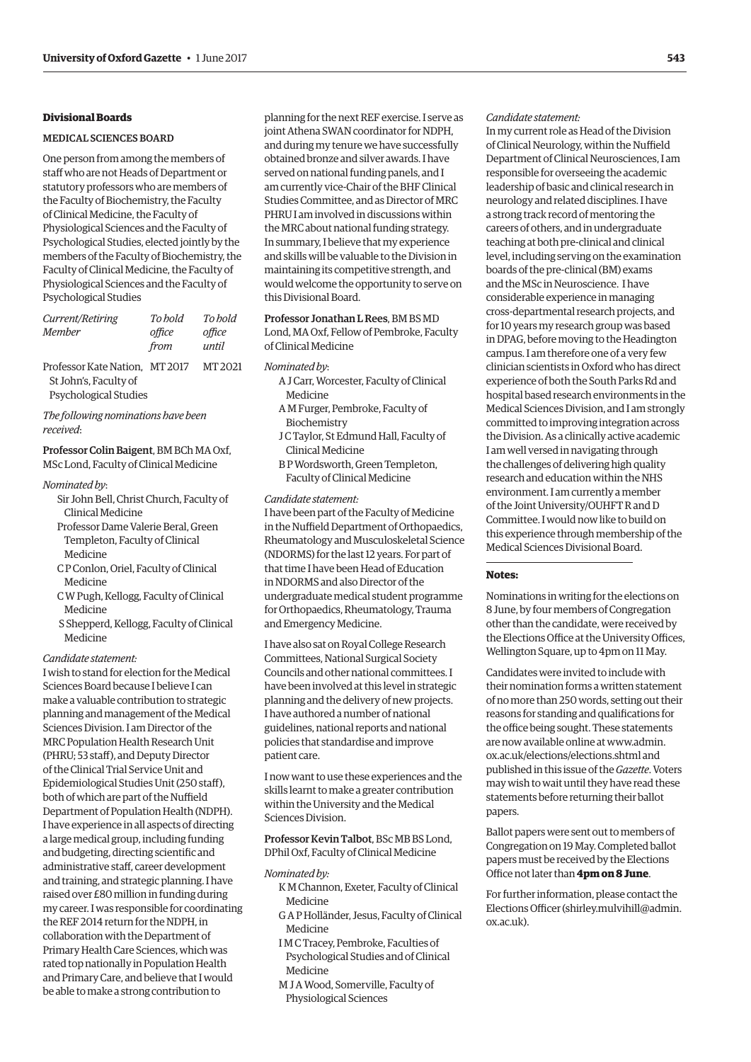## Divisional Boards

### MEDICAL SCIENCES BOARD

One person from among the members of staff who are not Heads of Department or statutory professors who are members of the Faculty of Biochemistry, the Faculty of Clinical Medicine, the Faculty of Physiological Sciences and the Faculty of Psychological Studies, elected jointly by the members of the Faculty of Biochemistry, the Faculty of Clinical Medicine, the Faculty of Physiological Sciences and the Faculty of Psychological Studies

| *Current/Retiring Member* | *To hold office from* | *To hold office until* |
|---|---|---|
| Professor Kate Nation, St John's, Faculty of Psychological Studies | MT 2017 | MT 2021 |

*The following nominations have been received*:

**Professor Colin Baigent**, BM BCh MA Oxf, MSc Lond, Faculty of Clinical Medicine

*Nominated by*:

- Sir John Bell, Christ Church, Faculty of Clinical Medicine
- Professor Dame Valerie Beral, Green Templeton, Faculty of Clinical Medicine
- C P Conlon, Oriel, Faculty of Clinical Medicine
- C W Pugh, Kellogg, Faculty of Clinical Medicine
- S Shepperd, Kellogg, Faculty of Clinical Medicine

*Candidate statement:*

I wish to stand for election for the Medical Sciences Board because I believe I can make a valuable contribution to strategic planning and management of the Medical Sciences Division. I am Director of the MRC Population Health Research Unit (PHRU; 53 staff), and Deputy Director of the Clinical Trial Service Unit and Epidemiological Studies Unit (250 staff), both of which are part of the Nuffield Department of Population Health (NDPH). I have experience in all aspects of directing a large medical group, including funding and budgeting, directing scientific and administrative staff, career development and training, and strategic planning. I have raised over £80 million in funding during my career. I was responsible for coordinating the REF 2014 return for the NDPH, in collaboration with the Department of Primary Health Care Sciences, which was rated top nationally in Population Health and Primary Care, and believe that I would be able to make a strong contribution to planning for the next REF exercise. I serve as joint Athena SWAN coordinator for NDPH, and during my tenure we have successfully obtained bronze and silver awards. I have served on national funding panels, and I am currently vice-Chair of the BHF Clinical Studies Committee, and as Director of MRC PHRU I am involved in discussions within the MRC about national funding strategy. In summary, I believe that my experience and skills will be valuable to the Division in maintaining its competitive strength, and would welcome the opportunity to serve on this Divisional Board.

**Professor Jonathan L Rees**, BM BS MD Lond, MA Oxf, Fellow of Pembroke, Faculty of Clinical Medicine

*Nominated by*:

- A J Carr, Worcester, Faculty of Clinical Medicine
- A M Furger, Pembroke, Faculty of Biochemistry
- J C Taylor, St Edmund Hall, Faculty of Clinical Medicine
- B P Wordsworth, Green Templeton, Faculty of Clinical Medicine

*Candidate statement:*

I have been part of the Faculty of Medicine in the Nuffield Department of Orthopaedics, Rheumatology and Musculoskeletal Science (NDORMS) for the last 12 years. For part of that time I have been Head of Education in NDORMS and also Director of the undergraduate medical student programme for Orthopaedics, Rheumatology, Trauma and Emergency Medicine.

I have also sat on Royal College Research Committees, National Surgical Society Councils and other national committees. I have been involved at this level in strategic planning and the delivery of new projects. I have authored a number of national guidelines, national reports and national policies that standardise and improve patient care.

I now want to use these experiences and the skills learnt to make a greater contribution within the University and the Medical Sciences Division.

**Professor Kevin Talbot**, BSc MB BS Lond, DPhil Oxf, Faculty of Clinical Medicine

*Nominated by:*

- K M Channon, Exeter, Faculty of Clinical Medicine
- G A P Holländer, Jesus, Faculty of Clinical Medicine
- I M C Tracey, Pembroke, Faculties of Psychological Studies and of Clinical Medicine
- M J A Wood, Somerville, Faculty of Physiological Sciences

*Candidate statement:*

In my current role as Head of the Division of Clinical Neurology, within the Nuffield Department of Clinical Neurosciences, I am responsible for overseeing the academic leadership of basic and clinical research in neurology and related disciplines. I have a strong track record of mentoring the careers of others, and in undergraduate teaching at both pre-clinical and clinical level, including serving on the examination boards of the pre-clinical (BM) exams and the MSc in Neuroscience. I have considerable experience in managing cross-departmental research projects, and for 10 years my research group was based in DPAG, before moving to the Headington campus. I am therefore one of a very few clinician scientists in Oxford who has direct experience of both the South Parks Rd and hospital based research environments in the Medical Sciences Division, and I am strongly committed to improving integration across the Division. As a clinically active academic I am well versed in navigating through the challenges of delivering high quality research and education within the NHS environment. I am currently a member of the Joint University/OUHFT R and D Committee. I would now like to build on this experience through membership of the Medical Sciences Divisional Board.

---

**Notes:**

Nominations in writing for the elections on 8 June, by four members of Congregation other than the candidate, were received by the Elections Office at the University Offices, Wellington Square, up to 4pm on 11 May.

Candidates were invited to include with their nomination forms a written statement of no more than 250 words, setting out their reasons for standing and qualifications for the office being sought. These statements are now available online at www.admin.ox.ac.uk/elections/elections.shtml and published in this issue of the *Gazette*. Voters may wish to wait until they have read these statements before returning their ballot papers.

Ballot papers were sent out to members of Congregation on 19 May. Completed ballot papers must be received by the Elections Office not later than **4pm on 8 June**.

For further information, please contact the Elections Officer (shirley.mulvihill@admin.ox.ac.uk).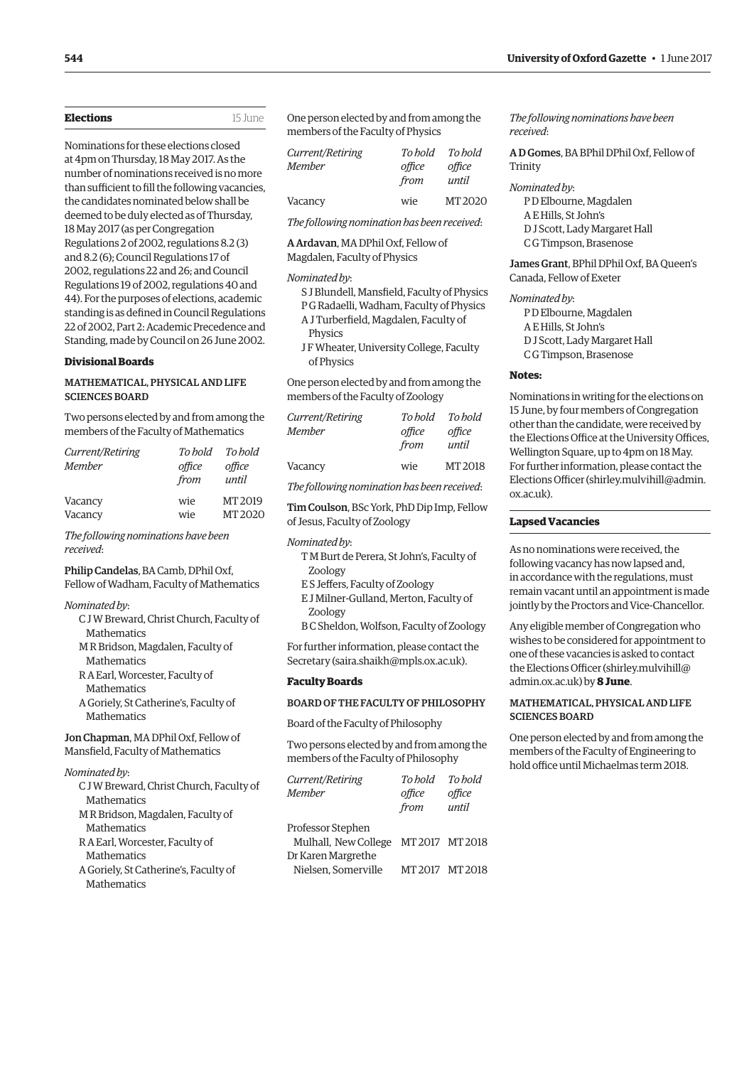## Elections

15 June

Nominations for these elections closed at 4pm on Thursday, 18 May 2017. As the number of nominations received is no more than sufficient to fill the following vacancies, the candidates nominated below shall be deemed to be duly elected as of Thursday, 18 May 2017 (as per Congregation Regulations 2 of 2002, regulations 8.2 (3) and 8.2 (6); Council Regulations 17 of 2002, regulations 22 and 26; and Council Regulations 19 of 2002, regulations 40 and 44). For the purposes of elections, academic standing is as defined in Council Regulations 22 of 2002, Part 2: Academic Precedence and Standing, made by Council on 26 June 2002.

### Divisional Boards

#### MATHEMATICAL, PHYSICAL AND LIFE SCIENCES BOARD

Two persons elected by and from among the members of the Faculty of Mathematics

| *Current/Retiring Member* | *To hold office from* | *To hold office until* |
|---|---|---|
| Vacancy | wie | MT 2019 |
| Vacancy | wie | MT 2020 |

*The following nominations have been received*:

**Philip Candelas**, BA Camb, DPhil Oxf, Fellow of Wadham, Faculty of Mathematics

*Nominated by*:

- C J W Breward, Christ Church, Faculty of Mathematics
- M R Bridson, Magdalen, Faculty of Mathematics
- R A Earl, Worcester, Faculty of Mathematics
- A Goriely, St Catherine's, Faculty of Mathematics

**Jon Chapman**, MA DPhil Oxf, Fellow of Mansfield, Faculty of Mathematics

*Nominated by*:

- C J W Breward, Christ Church, Faculty of Mathematics
- M R Bridson, Magdalen, Faculty of Mathematics
- R A Earl, Worcester, Faculty of Mathematics
- A Goriely, St Catherine's, Faculty of Mathematics

One person elected by and from among the members of the Faculty of Physics

| *Current/Retiring Member* | *To hold office from* | *To hold office until* |
|---|---|---|
| Vacancy | wie | MT 2020 |

*The following nomination has been received*:

**A Ardavan**, MA DPhil Oxf, Fellow of Magdalen, Faculty of Physics

*Nominated by*:

- S J Blundell, Mansfield, Faculty of Physics
- P G Radaelli, Wadham, Faculty of Physics
- A J Turberfield, Magdalen, Faculty of Physics
- J F Wheater, University College, Faculty of Physics

One person elected by and from among the members of the Faculty of Zoology

| *Current/Retiring Member* | *To hold office from* | *To hold office until* |
|---|---|---|
| Vacancy | wie | MT 2018 |

*The following nomination has been received*:

**Tim Coulson**, BSc York, PhD Dip Imp, Fellow of Jesus, Faculty of Zoology

*Nominated by*:

- T M Burt de Perera, St John's, Faculty of Zoology
- E S Jeffers, Faculty of Zoology
- E J Milner-Gulland, Merton, Faculty of Zoology
- B C Sheldon, Wolfson, Faculty of Zoology

For further information, please contact the Secretary (saira.shaikh@mpls.ox.ac.uk).

### Faculty Boards

#### BOARD OF THE FACULTY OF PHILOSOPHY

Board of the Faculty of Philosophy

Two persons elected by and from among the members of the Faculty of Philosophy

| *Current/Retiring Member* | *To hold office from* | *To hold office until* |
|---|---|---|
| Professor Stephen Mulhall, New College | MT 2017 | MT 2018 |
| Dr Karen Margrethe Nielsen, Somerville | MT 2017 | MT 2018 |

*The following nominations have been received*:

**A D Gomes**, BA BPhil DPhil Oxf, Fellow of Trinity

*Nominated by*:

- P D Elbourne, Magdalen
- A E Hills, St John's
- D J Scott, Lady Margaret Hall
- C G Timpson, Brasenose

**James Grant**, BPhil DPhil Oxf, BA Queen's Canada, Fellow of Exeter

*Nominated by*:

- P D Elbourne, Magdalen
- A E Hills, St John's
- D J Scott, Lady Margaret Hall
- C G Timpson, Brasenose

#### Notes:

Nominations in writing for the elections on 15 June, by four members of Congregation other than the candidate, were received by the Elections Office at the University Offices, Wellington Square, up to 4pm on 18 May. For further information, please contact the Elections Officer (shirley.mulvihill@admin.ox.ac.uk).

## Lapsed Vacancies

As no nominations were received, the following vacancy has now lapsed and, in accordance with the regulations, must remain vacant until an appointment is made jointly by the Proctors and Vice-Chancellor.

Any eligible member of Congregation who wishes to be considered for appointment to one of these vacancies is asked to contact the Elections Officer (shirley.mulvihill@admin.ox.ac.uk) by **8 June**.

#### MATHEMATICAL, PHYSICAL AND LIFE SCIENCES BOARD

One person elected by and from among the members of the Faculty of Engineering to hold office until Michaelmas term 2018.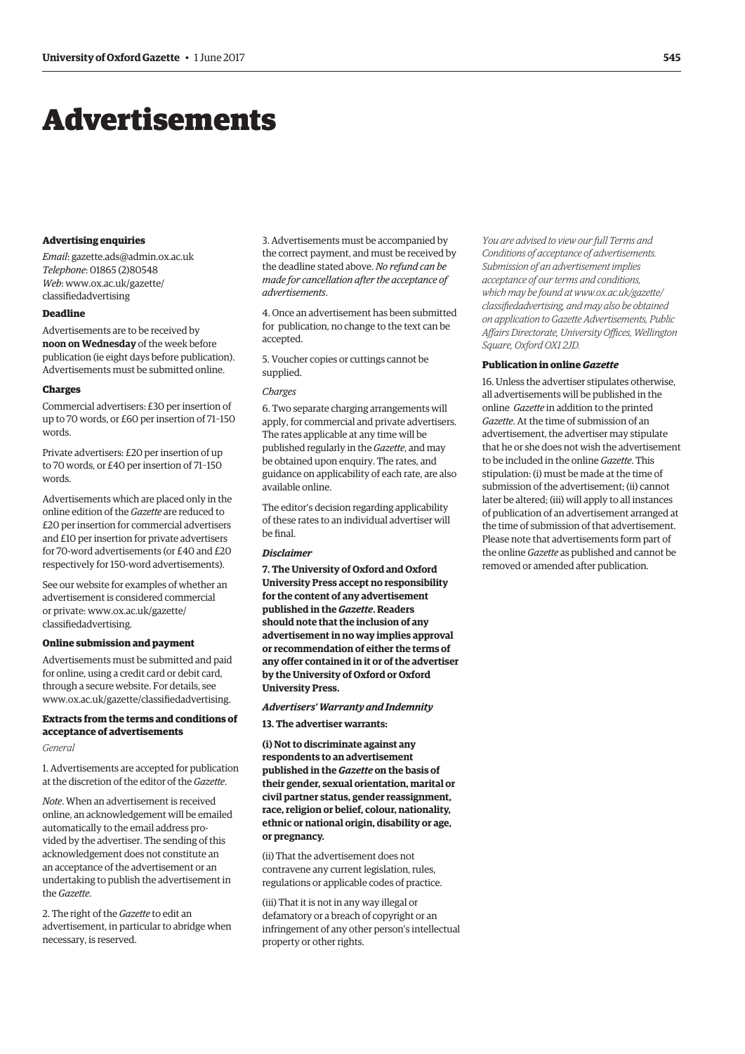# Advertisements

### Advertising enquiries

*Email*: gazette.ads@admin.ox.ac.uk
*Telephone*: 01865 (2)80548
*Web*: www.ox.ac.uk/gazette/classifiedadvertising

### Deadline

Advertisements are to be received by **noon on Wednesday** of the week before publication (ie eight days before publication). Advertisements must be submitted online.

### Charges

Commercial advertisers: £30 per insertion of up to 70 words, or £60 per insertion of 71–150 words.

Private advertisers: £20 per insertion of up to 70 words, or £40 per insertion of 71–150 words.

Advertisements which are placed only in the online edition of the *Gazette* are reduced to £20 per insertion for commercial advertisers and £10 per insertion for private advertisers for 70-word advertisements (or £40 and £20 respectively for 150-word advertisements).

See our website for examples of whether an advertisement is considered commercial or private: www.ox.ac.uk/gazette/classifiedadvertising.

### Online submission and payment

Advertisements must be submitted and paid for online, using a credit card or debit card, through a secure website. For details, see www.ox.ac.uk/gazette/classifiedadvertising.

### Extracts from the terms and conditions of acceptance of advertisements

*General*

1. Advertisements are accepted for publication at the discretion of the editor of the *Gazette*.

*Note*. When an advertisement is received online, an acknowledgement will be emailed automatically to the email address provided by the advertiser. The sending of this acknowledgement does not constitute an an acceptance of the advertisement or an undertaking to publish the advertisement in the *Gazette*.

2. The right of the *Gazette* to edit an advertisement, in particular to abridge when necessary, is reserved.

3. Advertisements must be accompanied by the correct payment, and must be received by the deadline stated above. *No refund can be made for cancellation after the acceptance of advertisements*.

4. Once an advertisement has been submitted for publication, no change to the text can be accepted.

5. Voucher copies or cuttings cannot be supplied.

*Charges*

6. Two separate charging arrangements will apply, for commercial and private advertisers. The rates applicable at any time will be published regularly in the *Gazette*, and may be obtained upon enquiry. The rates, and guidance on applicability of each rate, are also available online.

The editor's decision regarding applicability of these rates to an individual advertiser will be final.

***Disclaimer***

**7. The University of Oxford and Oxford University Press accept no responsibility for the content of any advertisement published in the *Gazette*. Readers should note that the inclusion of any advertisement in no way implies approval or recommendation of either the terms of any offer contained in it or of the advertiser by the University of Oxford or Oxford University Press.**

***Advertisers' Warranty and Indemnity***

**13. The advertiser warrants:**

**(i) Not to discriminate against any respondents to an advertisement published in the *Gazette* on the basis of their gender, sexual orientation, marital or civil partner status, gender reassignment, race, religion or belief, colour, nationality, ethnic or national origin, disability or age, or pregnancy.**

(ii) That the advertisement does not contravene any current legislation, rules, regulations or applicable codes of practice.

(iii) That it is not in any way illegal or defamatory or a breach of copyright or an infringement of any other person's intellectual property or other rights.

*You are advised to view our full Terms and Conditions of acceptance of advertisements. Submission of an advertisement implies acceptance of our terms and conditions, which may be found at www.ox.ac.uk/gazette/classifiedadvertising, and may also be obtained on application to Gazette Advertisements, Public Affairs Directorate, University Offices, Wellington Square, Oxford OX1 2JD.*

### Publication in online *Gazette*

16. Unless the advertiser stipulates otherwise, all advertisements will be published in the online *Gazette* in addition to the printed *Gazette*. At the time of submission of an advertisement, the advertiser may stipulate that he or she does not wish the advertisement to be included in the online *Gazette*. This stipulation: (i) must be made at the time of submission of the advertisement; (ii) cannot later be altered; (iii) will apply to all instances of publication of an advertisement arranged at the time of submission of that advertisement. Please note that advertisements form part of the online *Gazette* as published and cannot be removed or amended after publication.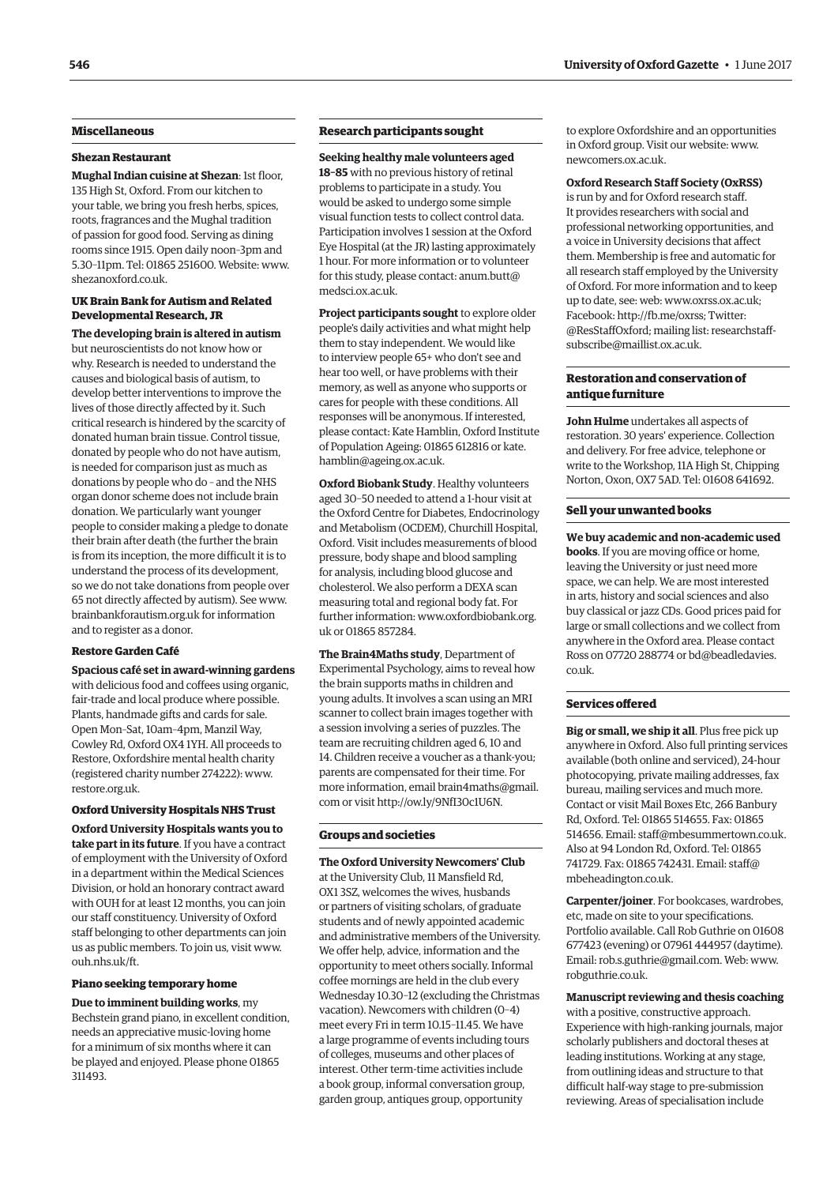## Miscellaneous

### Shezan Restaurant

**Mughal Indian cuisine at Shezan**: 1st floor, 135 High St, Oxford. From our kitchen to your table, we bring you fresh herbs, spices, roots, fragrances and the Mughal tradition of passion for good food. Serving as dining rooms since 1915. Open daily noon–3pm and 5.30–11pm. Tel: 01865 251600. Website: www.shezanoxford.co.uk.

### UK Brain Bank for Autism and Related Developmental Research, JR

**The developing brain is altered in autism** but neuroscientists do not know how or why. Research is needed to understand the causes and biological basis of autism, to develop better interventions to improve the lives of those directly affected by it. Such critical research is hindered by the scarcity of donated human brain tissue. Control tissue, donated by people who do not have autism, is needed for comparison just as much as donations by people who do – and the NHS organ donor scheme does not include brain donation. We particularly want younger people to consider making a pledge to donate their brain after death (the further the brain is from its inception, the more difficult it is to understand the process of its development, so we do not take donations from people over 65 not directly affected by autism). See www.brainbankforautism.org.uk for information and to register as a donor.

### Restore Garden Café

**Spacious café set in award-winning gardens** with delicious food and coffees using organic, fair-trade and local produce where possible. Plants, handmade gifts and cards for sale. Open Mon–Sat, 10am–4pm, Manzil Way, Cowley Rd, Oxford OX4 1YH. All proceeds to Restore, Oxfordshire mental health charity (registered charity number 274222): www.restore.org.uk.

### Oxford University Hospitals NHS Trust

**Oxford University Hospitals wants you to take part in its future**. If you have a contract of employment with the University of Oxford in a department within the Medical Sciences Division, or hold an honorary contract award with OUH for at least 12 months, you can join our staff constituency. University of Oxford staff belonging to other departments can join us as public members. To join us, visit www.ouh.nhs.uk/ft.

### Piano seeking temporary home

**Due to imminent building works**, my Bechstein grand piano, in excellent condition, needs an appreciative music-loving home for a minimum of six months where it can be played and enjoyed. Please phone 01865 311493.

## Research participants sought

**Seeking healthy male volunteers aged 18–85** with no previous history of retinal problems to participate in a study. You would be asked to undergo some simple visual function tests to collect control data. Participation involves 1 session at the Oxford Eye Hospital (at the JR) lasting approximately 1 hour. For more information or to volunteer for this study, please contact: anum.butt@medsci.ox.ac.uk.

**Project participants sought** to explore older people's daily activities and what might help them to stay independent. We would like to interview people 65+ who don't see and hear too well, or have problems with their memory, as well as anyone who supports or cares for people with these conditions. All responses will be anonymous. If interested, please contact: Kate Hamblin, Oxford Institute of Population Ageing: 01865 612816 or kate.hamblin@ageing.ox.ac.uk.

**Oxford Biobank Study**. Healthy volunteers aged 30–50 needed to attend a 1-hour visit at the Oxford Centre for Diabetes, Endocrinology and Metabolism (OCDEM), Churchill Hospital, Oxford. Visit includes measurements of blood pressure, body shape and blood sampling for analysis, including blood glucose and cholesterol. We also perform a DEXA scan measuring total and regional body fat. For further information: www.oxfordbiobank.org.uk or 01865 857284.

**The Brain4Maths study**, Department of Experimental Psychology, aims to reveal how the brain supports maths in children and young adults. It involves a scan using an MRI scanner to collect brain images together with a session involving a series of puzzles. The team are recruiting children aged 6, 10 and 14. Children receive a voucher as a thank-you; parents are compensated for their time. For more information, email brain4maths@gmail.com or visit http://ow.ly/9NfI30c1U6N.

## Groups and societies

**The Oxford University Newcomers' Club** at the University Club, 11 Mansfield Rd, OX1 3SZ, welcomes the wives, husbands or partners of visiting scholars, of graduate students and of newly appointed academic and administrative members of the University. We offer help, advice, information and the opportunity to meet others socially. Informal coffee mornings are held in the club every Wednesday 10.30–12 (excluding the Christmas vacation). Newcomers with children (0–4) meet every Fri in term 10.15–11.45. We have a large programme of events including tours of colleges, museums and other places of interest. Other term-time activities include a book group, informal conversation group, garden group, antiques group, opportunity to explore Oxfordshire and an opportunities in Oxford group. Visit our website: www.newcomers.ox.ac.uk.

**Oxford Research Staff Society (OxRSS)** is run by and for Oxford research staff. It provides researchers with social and professional networking opportunities, and a voice in University decisions that affect them. Membership is free and automatic for all research staff employed by the University of Oxford. For more information and to keep up to date, see: web: www.oxrss.ox.ac.uk; Facebook: http://fb.me/oxrss; Twitter: @ResStaffOxford; mailing list: researchstaff-subscribe@maillist.ox.ac.uk.

## Restoration and conservation of antique furniture

**John Hulme** undertakes all aspects of restoration. 30 years' experience. Collection and delivery. For free advice, telephone or write to the Workshop, 11A High St, Chipping Norton, Oxon, OX7 5AD. Tel: 01608 641692.

## Sell your unwanted books

**We buy academic and non-academic used books**. If you are moving office or home, leaving the University or just need more space, we can help. We are most interested in arts, history and social sciences and also buy classical or jazz CDs. Good prices paid for large or small collections and we collect from anywhere in the Oxford area. Please contact Ross on 07720 288774 or bd@beadledavies.co.uk.

## Services offered

**Big or small, we ship it all**. Plus free pick up anywhere in Oxford. Also full printing services available (both online and serviced), 24-hour photocopying, private mailing addresses, fax bureau, mailing services and much more. Contact or visit Mail Boxes Etc, 266 Banbury Rd, Oxford. Tel: 01865 514655. Fax: 01865 514656. Email: staff@mbesummertown.co.uk. Also at 94 London Rd, Oxford. Tel: 01865 741729. Fax: 01865 742431. Email: staff@mbeheadington.co.uk.

**Carpenter/joiner**. For bookcases, wardrobes, etc, made on site to your specifications. Portfolio available. Call Rob Guthrie on 01608 677423 (evening) or 07961 444957 (daytime). Email: rob.s.guthrie@gmail.com. Web: www.robguthrie.co.uk.

**Manuscript reviewing and thesis coaching** with a positive, constructive approach. Experience with high-ranking journals, major scholarly publishers and doctoral theses at leading institutions. Working at any stage, from outlining ideas and structure to that difficult half-way stage to pre-submission reviewing. Areas of specialisation include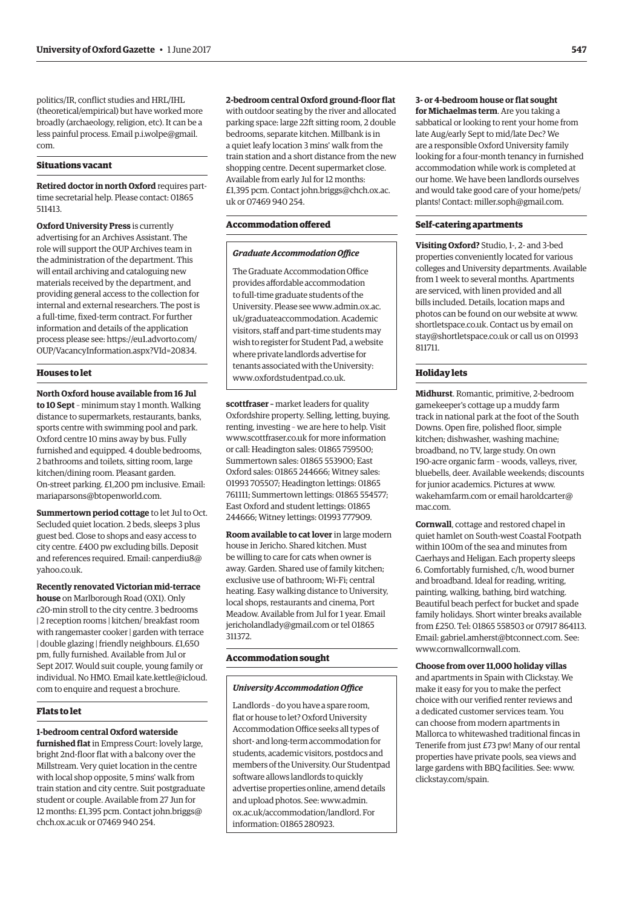politics/IR, conflict studies and HRL/IHL (theoretical/empirical) but have worked more broadly (archaeology, religion, etc). It can be a less painful process. Email p.i.wolpe@gmail.com.

### Situations vacant

**Retired doctor in north Oxford** requires part-time secretarial help. Please contact: 01865 511413.

**Oxford University Press** is currently advertising for an Archives Assistant. The role will support the OUP Archives team in the administration of the department. This will entail archiving and cataloguing new materials received by the department, and providing general access to the collection for internal and external researchers. The post is a full-time, fixed-term contract. For further information and details of the application process please see: https://eu1.advorto.com/OUP/VacancyInformation.aspx?VId=20834.

### Houses to let

**North Oxford house available from 16 Jul to 10 Sept** – minimum stay 1 month. Walking distance to supermarkets, restaurants, banks, sports centre with swimming pool and park. Oxford centre 10 mins away by bus. Fully furnished and equipped. 4 double bedrooms, 2 bathrooms and toilets, sitting room, large kitchen/dining room. Pleasant garden. On-street parking. £1,200 pm inclusive. Email: mariaparsons@btopenworld.com.

**Summertown period cottage** to let Jul to Oct. Secluded quiet location. 2 beds, sleeps 3 plus guest bed. Close to shops and easy access to city centre. £400 pw excluding bills. Deposit and references required. Email: canperdiu8@yahoo.co.uk.

**Recently renovated Victorian mid-terrace house** on Marlborough Road (OX1). Only *c*20-min stroll to the city centre. 3 bedrooms | 2 reception rooms | kitchen/ breakfast room with rangemaster cooker | garden with terrace | double glazing | friendly neighbours. £1,650 pm, fully furnished. Available from Jul or Sept 2017. Would suit couple, young family or individual. No HMO. Email kate.kettle@icloud.com to enquire and request a brochure.

### Flats to let

**1-bedroom central Oxford waterside furnished flat** in Empress Court: lovely large, bright 2nd-floor flat with a balcony over the Millstream. Very quiet location in the centre with local shop opposite, 5 mins' walk from train station and city centre. Suit postgraduate student or couple. Available from 27 Jun for 12 months: £1,395 pcm. Contact john.briggs@chch.ox.ac.uk or 07469 940 254.

**2-bedroom central Oxford ground-floor flat** with outdoor seating by the river and allocated parking space: large 22ft sitting room, 2 double bedrooms, separate kitchen. Millbank is in a quiet leafy location 3 mins' walk from the train station and a short distance from the new shopping centre. Decent supermarket close. Available from early Jul for 12 months: £1,395 pcm. Contact john.briggs@chch.ox.ac.uk or 07469 940 254.

### Accommodation offered

*Graduate Accommodation Office*

The Graduate Accommodation Office provides affordable accommodation to full-time graduate students of the University. Please see www.admin.ox.ac.uk/graduateaccommodation. Academic visitors, staff and part-time students may wish to register for Student Pad, a website where private landlords advertise for tenants associated with the University: www.oxfordstudentpad.co.uk.

**scottfraser** – market leaders for quality Oxfordshire property. Selling, letting, buying, renting, investing – we are here to help. Visit www.scottfraser.co.uk for more information or call: Headington sales: 01865 759500; Summertown sales: 01865 553900; East Oxford sales: 01865 244666; Witney sales: 01993 705507; Headington lettings: 01865 761111; Summertown lettings: 01865 554577; East Oxford and student lettings: 01865 244666; Witney lettings: 01993 777909.

**Room available to cat lover** in large modern house in Jericho. Shared kitchen. Must be willing to care for cats when owner is away. Garden. Shared use of family kitchen; exclusive use of bathroom; Wi-Fi; central heating. Easy walking distance to University, local shops, restaurants and cinema, Port Meadow. Available from Jul for 1 year. Email jericholandlady@gmail.com or tel 01865 311372.

### Accommodation sought

*University Accommodation Office*

Landlords – do you have a spare room, flat or house to let? Oxford University Accommodation Office seeks all types of short- and long-term accommodation for students, academic visitors, postdocs and members of the University. Our Studentpad software allows landlords to quickly advertise properties online, amend details and upload photos. See: www.admin.ox.ac.uk/accommodation/landlord. For information: 01865 280923.

**3- or 4-bedroom house or flat sought for Michaelmas term**. Are you taking a sabbatical or looking to rent your home from late Aug/early Sept to mid/late Dec? We are a responsible Oxford University family looking for a four-month tenancy in furnished accommodation while work is completed at our home. We have been landlords ourselves and would take good care of your home/pets/plants! Contact: miller.soph@gmail.com.

### Self-catering apartments

**Visiting Oxford?** Studio, 1-, 2- and 3-bed properties conveniently located for various colleges and University departments. Available from 1 week to several months. Apartments are serviced, with linen provided and all bills included. Details, location maps and photos can be found on our website at www.shortletspace.co.uk. Contact us by email on stay@shortletspace.co.uk or call us on 01993 811711.

### Holiday lets

**Midhurst**. Romantic, primitive, 2-bedroom gamekeeper's cottage up a muddy farm track in national park at the foot of the South Downs. Open fire, polished floor, simple kitchen; dishwasher, washing machine; broadband, no TV, large study. On own 190-acre organic farm – woods, valleys, river, bluebells, deer. Available weekends; discounts for junior academics. Pictures at www.wakehamfarm.com or email haroldcarter@mac.com.

**Cornwall**, cottage and restored chapel in quiet hamlet on South-west Coastal Footpath within 100m of the sea and minutes from Caerhays and Heligan. Each property sleeps 6. Comfortably furnished, c/h, wood burner and broadband. Ideal for reading, writing, painting, walking, bathing, bird watching. Beautiful beach perfect for bucket and spade family holidays. Short winter breaks available from £250. Tel: 01865 558503 or 07917 864113. Email: gabriel.amherst@btconnect.com. See: www.cornwallcornwall.com.

**Choose from over 11,000 holiday villas** and apartments in Spain with Clickstay. We make it easy for you to make the perfect choice with our verified renter reviews and a dedicated customer services team. You can choose from modern apartments in Mallorca to whitewashed traditional fincas in Tenerife from just £73 pw! Many of our rental properties have private pools, sea views and large gardens with BBQ facilities. See: www.clickstay.com/spain.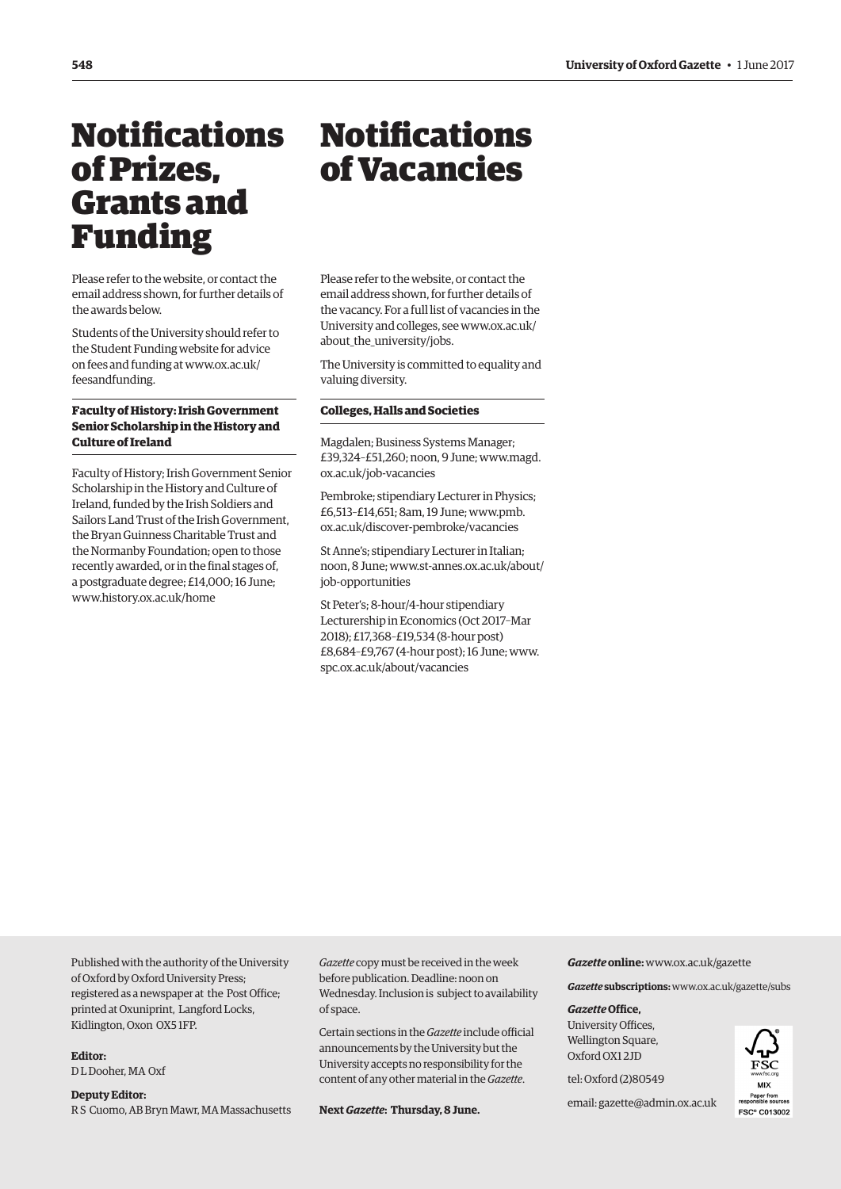# Notifications of Prizes, Grants and Funding

Please refer to the website, or contact the email address shown, for further details of the awards below.

Students of the University should refer to the Student Funding website for advice on fees and funding at www.ox.ac.uk/feesandfunding.

### Faculty of History: Irish Government Senior Scholarship in the History and Culture of Ireland

Faculty of History; Irish Government Senior Scholarship in the History and Culture of Ireland, funded by the Irish Soldiers and Sailors Land Trust of the Irish Government, the Bryan Guinness Charitable Trust and the Normanby Foundation; open to those recently awarded, or in the final stages of, a postgraduate degree; £14,000; 16 June; www.history.ox.ac.uk/home

# Notifications of Vacancies

Please refer to the website, or contact the email address shown, for further details of the vacancy. For a full list of vacancies in the University and colleges, see www.ox.ac.uk/about_the_university/jobs.

The University is committed to equality and valuing diversity.

### Colleges, Halls and Societies

Magdalen; Business Systems Manager; £39,324–£51,260; noon, 9 June; www.magd.ox.ac.uk/job-vacancies

Pembroke; stipendiary Lecturer in Physics; £6,513–£14,651; 8am, 19 June; www.pmb.ox.ac.uk/discover-pembroke/vacancies

St Anne's; stipendiary Lecturer in Italian; noon, 8 June; www.st-annes.ox.ac.uk/about/job-opportunities

St Peter's; 8-hour/4-hour stipendiary Lecturership in Economics (Oct 2017–Mar 2018); £17,368–£19,534 (8-hour post) £8,684–£9,767 (4-hour post); 16 June; www.spc.ox.ac.uk/about/vacancies

---

Published with the authority of the University of Oxford by Oxford University Press; registered as a newspaper at the Post Office; printed at Oxuniprint, Langford Locks, Kidlington, Oxon OX5 1FP.

**Editor:**
D L Dooher, MA Oxf

**Deputy Editor:**
R S Cuomo, AB Bryn Mawr, MA Massachusetts

*Gazette* copy must be received in the week before publication. Deadline: noon on Wednesday. Inclusion is subject to availability of space.

Certain sections in the *Gazette* include official announcements by the University but the University accepts no responsibility for the content of any other material in the *Gazette*.

**Next *Gazette*: Thursday, 8 June.**

***Gazette* online:** www.ox.ac.uk/gazette

***Gazette* subscriptions:** www.ox.ac.uk/gazette/subs

***Gazette* Office,**
University Offices,
Wellington Square,
Oxford OX1 2JD

tel: Oxford (2)80549

email: gazette@admin.ox.ac.uk

FSC www.fsc.org MIX Paper from responsible sources FSC® C013002